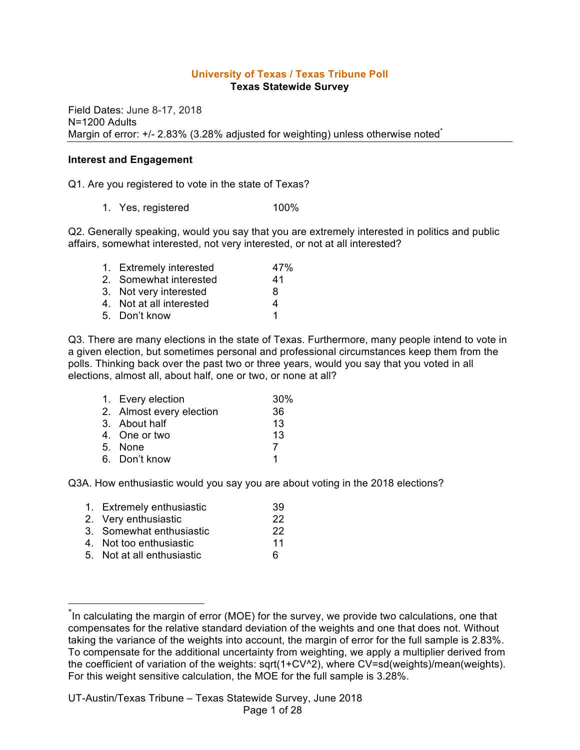**University of Texas / Texas Tribune Poll**
**Texas Statewide Survey**

Field Dates: June 8-17, 2018
N=1200 Adults
Margin of error: +/- 2.83% (3.28% adjusted for weighting) unless otherwise noted*

---

### Interest and Engagement

Q1. Are you registered to vote in the state of Texas?

| | |
|---|---|
| 1. Yes, registered | 100% |

Q2. Generally speaking, would you say that you are extremely interested in politics and public affairs, somewhat interested, not very interested, or not at all interested?

| | |
|---|---|
| 1. Extremely interested | 47% |
| 2. Somewhat interested | 41 |
| 3. Not very interested | 8 |
| 4. Not at all interested | 4 |
| 5. Don't know | 1 |

Q3. There are many elections in the state of Texas. Furthermore, many people intend to vote in a given election, but sometimes personal and professional circumstances keep them from the polls. Thinking back over the past two or three years, would you say that you voted in all elections, almost all, about half, one or two, or none at all?

| | |
|---|---|
| 1. Every election | 30% |
| 2. Almost every election | 36 |
| 3. About half | 13 |
| 4. One or two | 13 |
| 5. None | 7 |
| 6. Don't know | 1 |

Q3A. How enthusiastic would you say you are about voting in the 2018 elections?

| | |
|---|---|
| 1. Extremely enthusiastic | 39 |
| 2. Very enthusiastic | 22 |
| 3. Somewhat enthusiastic | 22 |
| 4. Not too enthusiastic | 11 |
| 5. Not at all enthusiastic | 6 |

---

*In calculating the margin of error (MOE) for the survey, we provide two calculations, one that compensates for the relative standard deviation of the weights and one that does not. Without taking the variance of the weights into account, the margin of error for the full sample is 2.83%. To compensate for the additional uncertainty from weighting, we apply a multiplier derived from the coefficient of variation of the weights: $\sqrt{1+CV^2}$, where $CV=sd(weights)/mean(weights)$. For this weight sensitive calculation, the MOE for the full sample is 3.28%.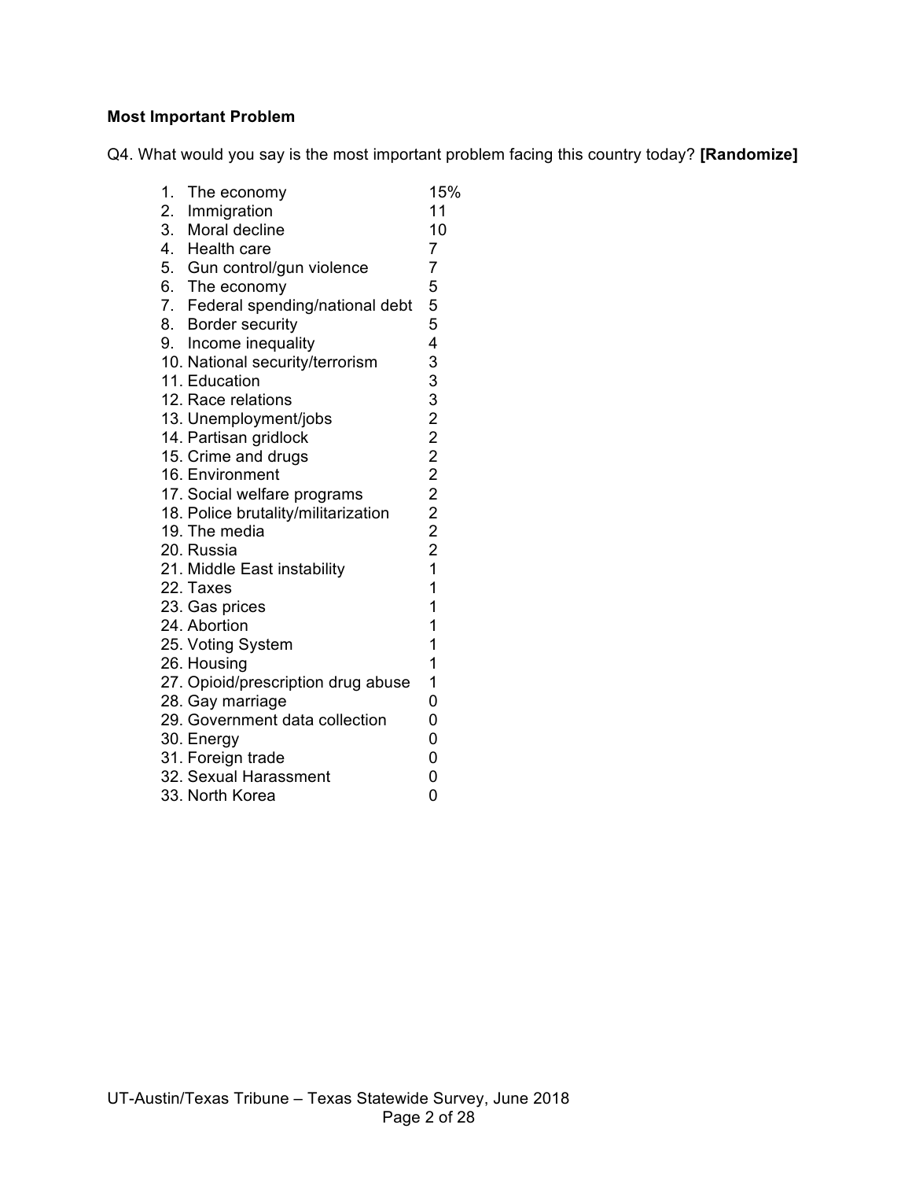**Most Important Problem**

Q4. What would you say is the most important problem facing this country today? **[Randomize]**

| | |
|---|---|
| 1. The economy | 15% |
| 2. Immigration | 11 |
| 3. Moral decline | 10 |
| 4. Health care | 7 |
| 5. Gun control/gun violence | 7 |
| 6. The economy | 5 |
| 7. Federal spending/national debt | 5 |
| 8. Border security | 5 |
| 9. Income inequality | 4 |
| 10. National security/terrorism | 3 |
| 11. Education | 3 |
| 12. Race relations | 3 |
| 13. Unemployment/jobs | 2 |
| 14. Partisan gridlock | 2 |
| 15. Crime and drugs | 2 |
| 16. Environment | 2 |
| 17. Social welfare programs | 2 |
| 18. Police brutality/militarization | 2 |
| 19. The media | 2 |
| 20. Russia | 2 |
| 21. Middle East instability | 1 |
| 22. Taxes | 1 |
| 23. Gas prices | 1 |
| 24. Abortion | 1 |
| 25. Voting System | 1 |
| 26. Housing | 1 |
| 27. Opioid/prescription drug abuse | 1 |
| 28. Gay marriage | 0 |
| 29. Government data collection | 0 |
| 30. Energy | 0 |
| 31. Foreign trade | 0 |
| 32. Sexual Harassment | 0 |
| 33. North Korea | 0 |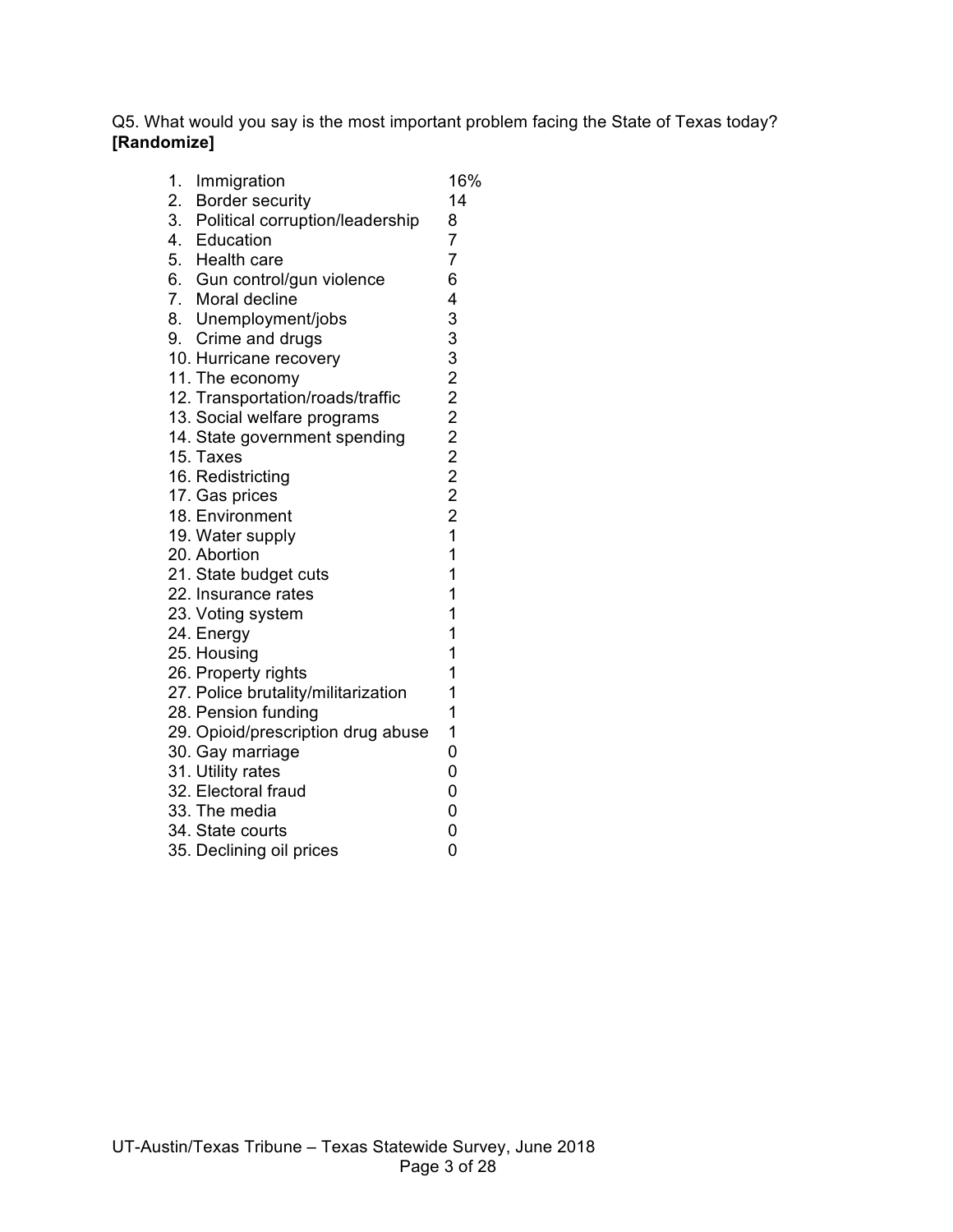Q5. What would you say is the most important problem facing the State of Texas today? **[Randomize]**

| | |
|---|---|
| 1. Immigration | 16% |
| 2. Border security | 14 |
| 3. Political corruption/leadership | 8 |
| 4. Education | 7 |
| 5. Health care | 7 |
| 6. Gun control/gun violence | 6 |
| 7. Moral decline | 4 |
| 8. Unemployment/jobs | 3 |
| 9. Crime and drugs | 3 |
| 10. Hurricane recovery | 3 |
| 11. The economy | 2 |
| 12. Transportation/roads/traffic | 2 |
| 13. Social welfare programs | 2 |
| 14. State government spending | 2 |
| 15. Taxes | 2 |
| 16. Redistricting | 2 |
| 17. Gas prices | 2 |
| 18. Environment | 2 |
| 19. Water supply | 1 |
| 20. Abortion | 1 |
| 21. State budget cuts | 1 |
| 22. Insurance rates | 1 |
| 23. Voting system | 1 |
| 24. Energy | 1 |
| 25. Housing | 1 |
| 26. Property rights | 1 |
| 27. Police brutality/militarization | 1 |
| 28. Pension funding | 1 |
| 29. Opioid/prescription drug abuse | 1 |
| 30. Gay marriage | 0 |
| 31. Utility rates | 0 |
| 32. Electoral fraud | 0 |
| 33. The media | 0 |
| 34. State courts | 0 |
| 35. Declining oil prices | 0 |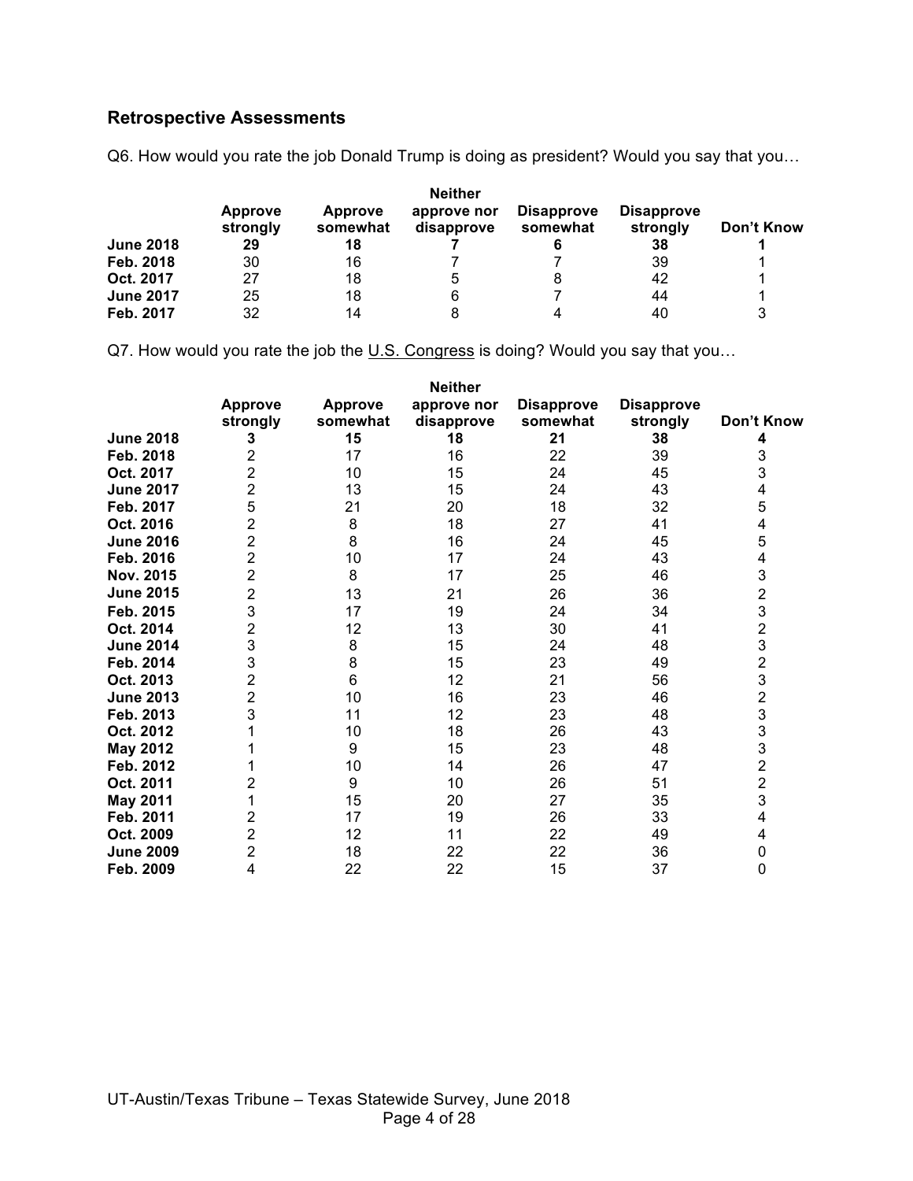## Retrospective Assessments

Q6. How would you rate the job Donald Trump is doing as president? Would you say that you…

| | Approve strongly | Approve somewhat | Neither approve nor disapprove | Disapprove somewhat | Disapprove strongly | Don't Know |
|---|---|---|---|---|---|---|
| **June 2018** | **29** | **18** | **7** | **6** | **38** | **1** |
| **Feb. 2018** | 30 | 16 | 7 | 7 | 39 | 1 |
| **Oct. 2017** | 27 | 18 | 5 | 8 | 42 | 1 |
| **June 2017** | 25 | 18 | 6 | 7 | 44 | 1 |
| **Feb. 2017** | 32 | 14 | 8 | 4 | 40 | 3 |

Q7. How would you rate the job the U.S. Congress is doing? Would you say that you…

| | Approve strongly | Approve somewhat | Neither approve nor disapprove | Disapprove somewhat | Disapprove strongly | Don't Know |
|---|---|---|---|---|---|---|
| **June 2018** | **3** | **15** | **18** | **21** | **38** | **4** |
| **Feb. 2018** | 2 | 17 | 16 | 22 | 39 | 3 |
| **Oct. 2017** | 2 | 10 | 15 | 24 | 45 | 3 |
| **June 2017** | 2 | 13 | 15 | 24 | 43 | 4 |
| **Feb. 2017** | 5 | 21 | 20 | 18 | 32 | 5 |
| **Oct. 2016** | 2 | 8 | 18 | 27 | 41 | 4 |
| **June 2016** | 2 | 8 | 16 | 24 | 45 | 5 |
| **Feb. 2016** | 2 | 10 | 17 | 24 | 43 | 4 |
| **Nov. 2015** | 2 | 8 | 17 | 25 | 46 | 3 |
| **June 2015** | 2 | 13 | 21 | 26 | 36 | 2 |
| **Feb. 2015** | 3 | 17 | 19 | 24 | 34 | 3 |
| **Oct. 2014** | 2 | 12 | 13 | 30 | 41 | 2 |
| **June 2014** | 3 | 8 | 15 | 24 | 48 | 3 |
| **Feb. 2014** | 3 | 8 | 15 | 23 | 49 | 2 |
| **Oct. 2013** | 2 | 6 | 12 | 21 | 56 | 3 |
| **June 2013** | 2 | 10 | 16 | 23 | 46 | 2 |
| **Feb. 2013** | 3 | 11 | 12 | 23 | 48 | 3 |
| **Oct. 2012** | 1 | 10 | 18 | 26 | 43 | 3 |
| **May 2012** | 1 | 9 | 15 | 23 | 48 | 3 |
| **Feb. 2012** | 1 | 10 | 14 | 26 | 47 | 2 |
| **Oct. 2011** | 2 | 9 | 10 | 26 | 51 | 2 |
| **May 2011** | 1 | 15 | 20 | 27 | 35 | 3 |
| **Feb. 2011** | 2 | 17 | 19 | 26 | 33 | 4 |
| **Oct. 2009** | 2 | 12 | 11 | 22 | 49 | 4 |
| **June 2009** | 2 | 18 | 22 | 22 | 36 | 0 |
| **Feb. 2009** | 4 | 22 | 22 | 15 | 37 | 0 |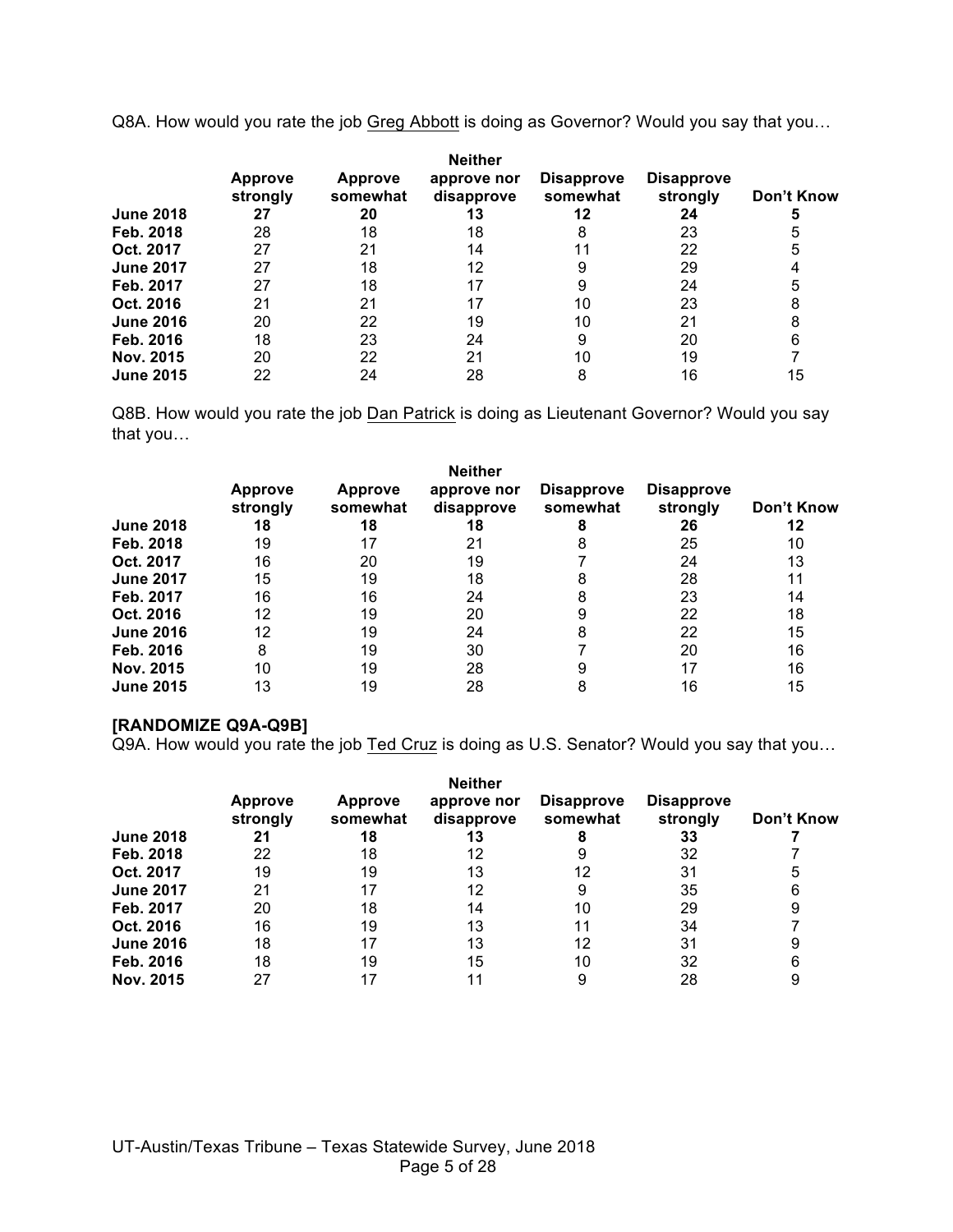Q8A. How would you rate the job Greg Abbott is doing as Governor? Would you say that you…

| | Approve strongly | Approve somewhat | Neither approve nor disapprove | Disapprove somewhat | Disapprove strongly | Don't Know |
|---|---|---|---|---|---|---|
| **June 2018** | **27** | **20** | **13** | **12** | **24** | **5** |
| **Feb. 2018** | 28 | 18 | 18 | 8 | 23 | 5 |
| **Oct. 2017** | 27 | 21 | 14 | 11 | 22 | 5 |
| **June 2017** | 27 | 18 | 12 | 9 | 29 | 4 |
| **Feb. 2017** | 27 | 18 | 17 | 9 | 24 | 5 |
| **Oct. 2016** | 21 | 21 | 17 | 10 | 23 | 8 |
| **June 2016** | 20 | 22 | 19 | 10 | 21 | 8 |
| **Feb. 2016** | 18 | 23 | 24 | 9 | 20 | 6 |
| **Nov. 2015** | 20 | 22 | 21 | 10 | 19 | 7 |
| **June 2015** | 22 | 24 | 28 | 8 | 16 | 15 |

Q8B. How would you rate the job Dan Patrick is doing as Lieutenant Governor? Would you say that you…

| | Approve strongly | Approve somewhat | Neither approve nor disapprove | Disapprove somewhat | Disapprove strongly | Don't Know |
|---|---|---|---|---|---|---|
| **June 2018** | **18** | **18** | **18** | **8** | **26** | **12** |
| **Feb. 2018** | 19 | 17 | 21 | 8 | 25 | 10 |
| **Oct. 2017** | 16 | 20 | 19 | 7 | 24 | 13 |
| **June 2017** | 15 | 19 | 18 | 8 | 28 | 11 |
| **Feb. 2017** | 16 | 16 | 24 | 8 | 23 | 14 |
| **Oct. 2016** | 12 | 19 | 20 | 9 | 22 | 18 |
| **June 2016** | 12 | 19 | 24 | 8 | 22 | 15 |
| **Feb. 2016** | 8 | 19 | 30 | 7 | 20 | 16 |
| **Nov. 2015** | 10 | 19 | 28 | 9 | 17 | 16 |
| **June 2015** | 13 | 19 | 28 | 8 | 16 | 15 |

**[RANDOMIZE Q9A-Q9B]**

Q9A. How would you rate the job Ted Cruz is doing as U.S. Senator? Would you say that you…

| | Approve strongly | Approve somewhat | Neither approve nor disapprove | Disapprove somewhat | Disapprove strongly | Don't Know |
|---|---|---|---|---|---|---|
| **June 2018** | **21** | **18** | **13** | **8** | **33** | **7** |
| **Feb. 2018** | 22 | 18 | 12 | 9 | 32 | 7 |
| **Oct. 2017** | 19 | 19 | 13 | 12 | 31 | 5 |
| **June 2017** | 21 | 17 | 12 | 9 | 35 | 6 |
| **Feb. 2017** | 20 | 18 | 14 | 10 | 29 | 9 |
| **Oct. 2016** | 16 | 19 | 13 | 11 | 34 | 7 |
| **June 2016** | 18 | 17 | 13 | 12 | 31 | 9 |
| **Feb. 2016** | 18 | 19 | 15 | 10 | 32 | 6 |
| **Nov. 2015** | 27 | 17 | 11 | 9 | 28 | 9 |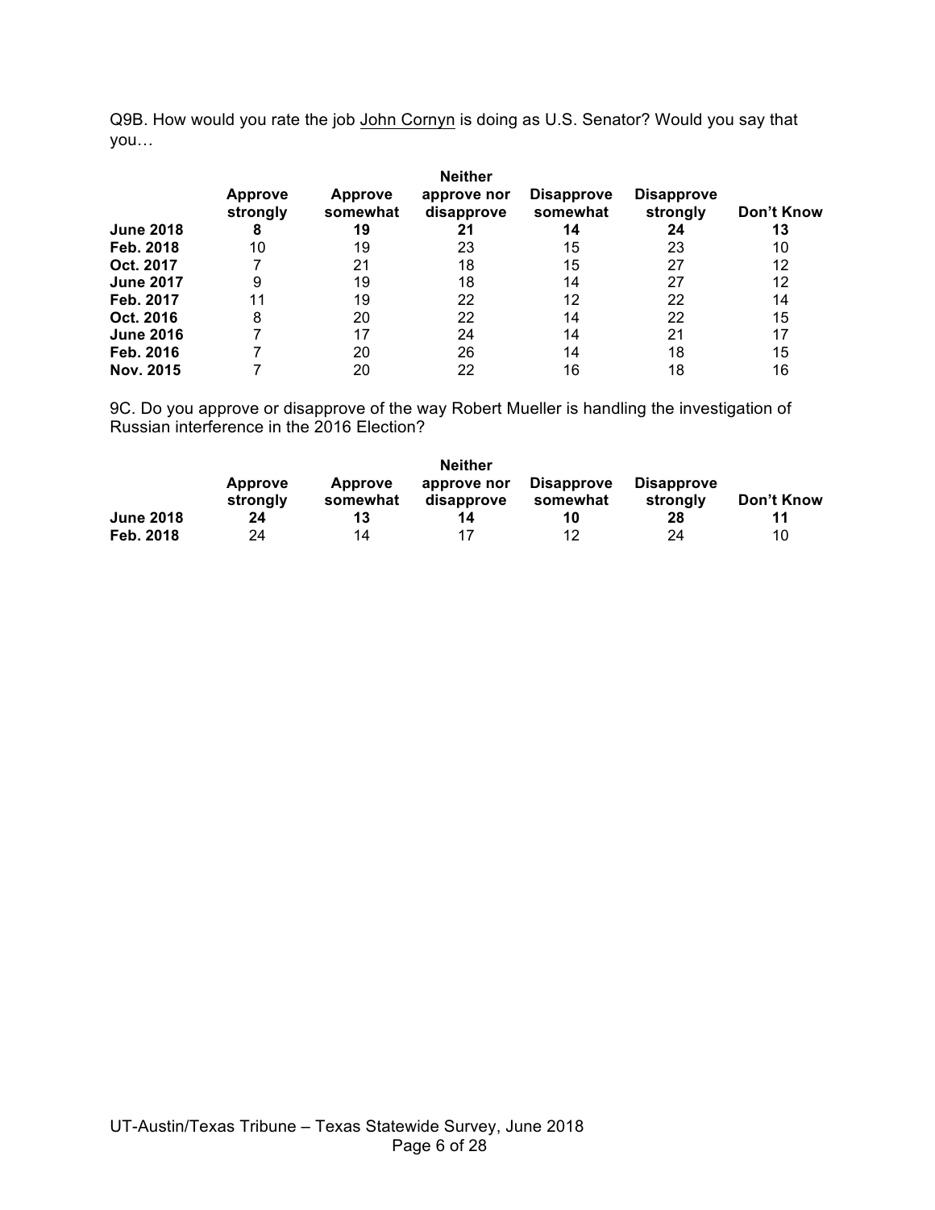Q9B. How would you rate the job John Cornyn is doing as U.S. Senator? Would you say that you…

| | Approve strongly | Approve somewhat | Neither approve nor disapprove | Disapprove somewhat | Disapprove strongly | Don't Know |
|---|---|---|---|---|---|---|
| **June 2018** | **8** | **19** | **21** | **14** | **24** | **13** |
| **Feb. 2018** | 10 | 19 | 23 | 15 | 23 | 10 |
| **Oct. 2017** | 7 | 21 | 18 | 15 | 27 | 12 |
| **June 2017** | 9 | 19 | 18 | 14 | 27 | 12 |
| **Feb. 2017** | 11 | 19 | 22 | 12 | 22 | 14 |
| **Oct. 2016** | 8 | 20 | 22 | 14 | 22 | 15 |
| **June 2016** | 7 | 17 | 24 | 14 | 21 | 17 |
| **Feb. 2016** | 7 | 20 | 26 | 14 | 18 | 15 |
| **Nov. 2015** | 7 | 20 | 22 | 16 | 18 | 16 |

9C. Do you approve or disapprove of the way Robert Mueller is handling the investigation of Russian interference in the 2016 Election?

| | Approve strongly | Approve somewhat | Neither approve nor disapprove | Disapprove somewhat | Disapprove strongly | Don't Know |
|---|---|---|---|---|---|---|
| **June 2018** | **24** | **13** | **14** | **10** | **28** | **11** |
| **Feb. 2018** | 24 | 14 | 17 | 12 | 24 | 10 |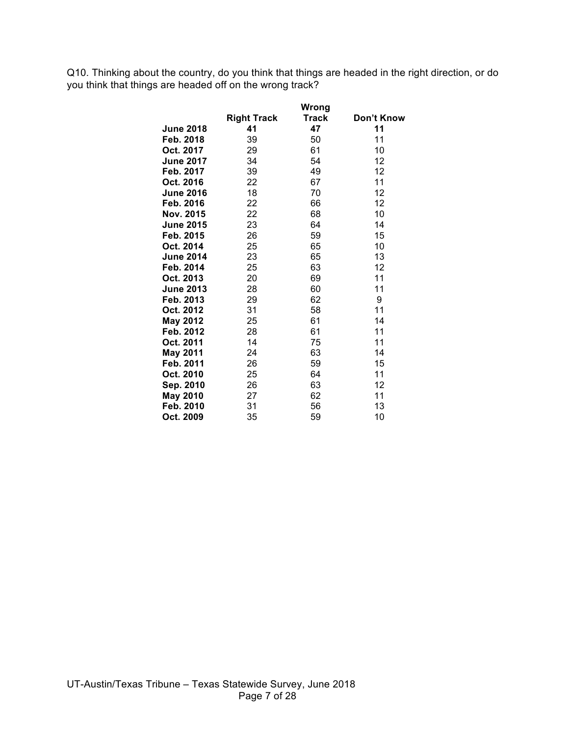Q10. Thinking about the country, do you think that things are headed in the right direction, or do you think that things are headed off on the wrong track?

| | Right Track | Wrong Track | Don't Know |
|---|---|---|---|
| **June 2018** | **41** | **47** | **11** |
| **Feb. 2018** | 39 | 50 | 11 |
| **Oct. 2017** | 29 | 61 | 10 |
| **June 2017** | 34 | 54 | 12 |
| **Feb. 2017** | 39 | 49 | 12 |
| **Oct. 2016** | 22 | 67 | 11 |
| **June 2016** | 18 | 70 | 12 |
| **Feb. 2016** | 22 | 66 | 12 |
| **Nov. 2015** | 22 | 68 | 10 |
| **June 2015** | 23 | 64 | 14 |
| **Feb. 2015** | 26 | 59 | 15 |
| **Oct. 2014** | 25 | 65 | 10 |
| **June 2014** | 23 | 65 | 13 |
| **Feb. 2014** | 25 | 63 | 12 |
| **Oct. 2013** | 20 | 69 | 11 |
| **June 2013** | 28 | 60 | 11 |
| **Feb. 2013** | 29 | 62 | 9 |
| **Oct. 2012** | 31 | 58 | 11 |
| **May 2012** | 25 | 61 | 14 |
| **Feb. 2012** | 28 | 61 | 11 |
| **Oct. 2011** | 14 | 75 | 11 |
| **May 2011** | 24 | 63 | 14 |
| **Feb. 2011** | 26 | 59 | 15 |
| **Oct. 2010** | 25 | 64 | 11 |
| **Sep. 2010** | 26 | 63 | 12 |
| **May 2010** | 27 | 62 | 11 |
| **Feb. 2010** | 31 | 56 | 13 |
| **Oct. 2009** | 35 | 59 | 10 |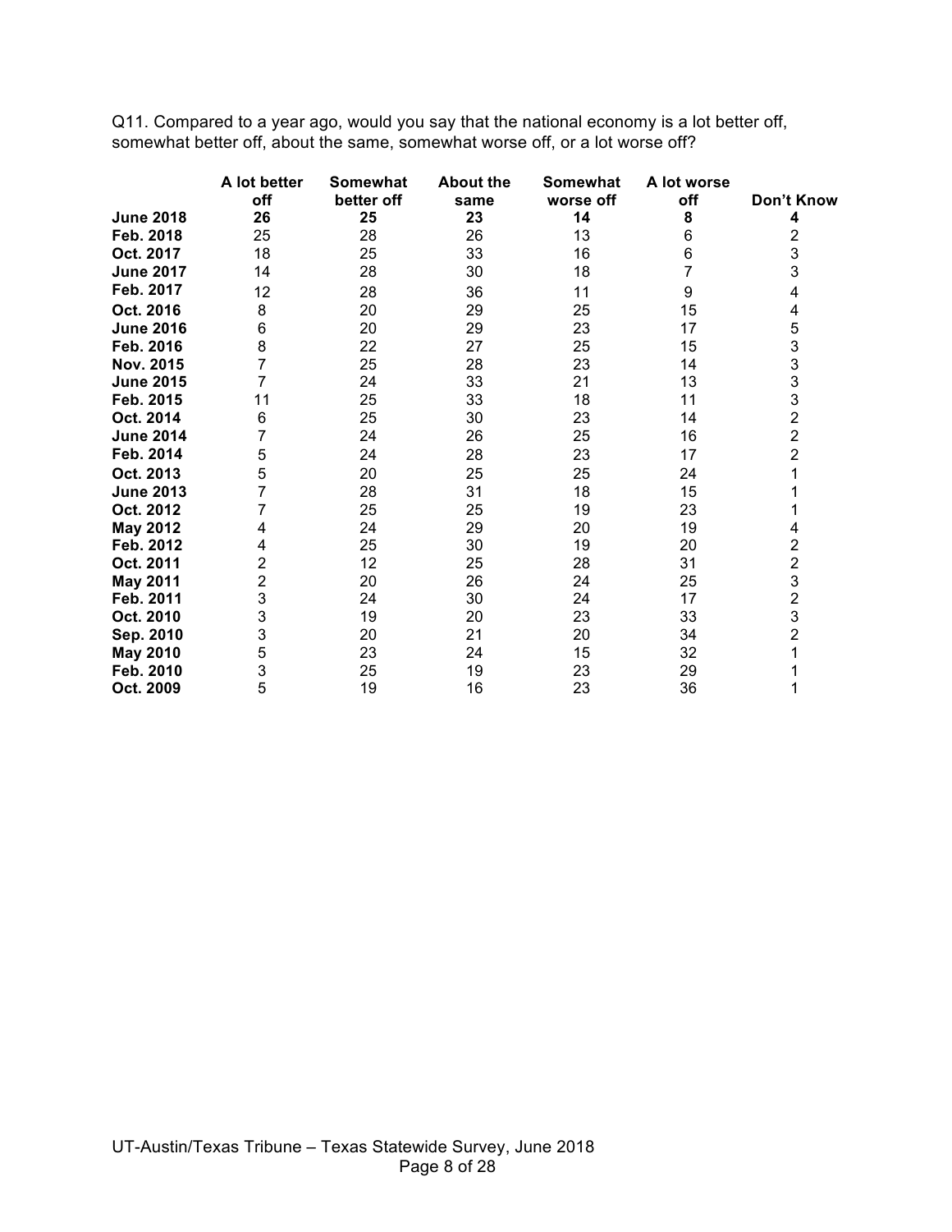Q11. Compared to a year ago, would you say that the national economy is a lot better off, somewhat better off, about the same, somewhat worse off, or a lot worse off?

| | A lot better off | Somewhat better off | About the same | Somewhat worse off | A lot worse off | Don't Know |
|---|---|---|---|---|---|---|
| **June 2018** | **26** | **25** | **23** | **14** | **8** | **4** |
| **Feb. 2018** | 25 | 28 | 26 | 13 | 6 | 2 |
| **Oct. 2017** | 18 | 25 | 33 | 16 | 6 | 3 |
| **June 2017** | 14 | 28 | 30 | 18 | 7 | 3 |
| **Feb. 2017** | 12 | 28 | 36 | 11 | 9 | 4 |
| **Oct. 2016** | 8 | 20 | 29 | 25 | 15 | 4 |
| **June 2016** | 6 | 20 | 29 | 23 | 17 | 5 |
| **Feb. 2016** | 8 | 22 | 27 | 25 | 15 | 3 |
| **Nov. 2015** | 7 | 25 | 28 | 23 | 14 | 3 |
| **June 2015** | 7 | 24 | 33 | 21 | 13 | 3 |
| **Feb. 2015** | 11 | 25 | 33 | 18 | 11 | 3 |
| **Oct. 2014** | 6 | 25 | 30 | 23 | 14 | 2 |
| **June 2014** | 7 | 24 | 26 | 25 | 16 | 2 |
| **Feb. 2014** | 5 | 24 | 28 | 23 | 17 | 2 |
| **Oct. 2013** | 5 | 20 | 25 | 25 | 24 | 1 |
| **June 2013** | 7 | 28 | 31 | 18 | 15 | 1 |
| **Oct. 2012** | 7 | 25 | 25 | 19 | 23 | 1 |
| **May 2012** | 4 | 24 | 29 | 20 | 19 | 4 |
| **Feb. 2012** | 4 | 25 | 30 | 19 | 20 | 2 |
| **Oct. 2011** | 2 | 12 | 25 | 28 | 31 | 2 |
| **May 2011** | 2 | 20 | 26 | 24 | 25 | 3 |
| **Feb. 2011** | 3 | 24 | 30 | 24 | 17 | 2 |
| **Oct. 2010** | 3 | 19 | 20 | 23 | 33 | 3 |
| **Sep. 2010** | 3 | 20 | 21 | 20 | 34 | 2 |
| **May 2010** | 5 | 23 | 24 | 15 | 32 | 1 |
| **Feb. 2010** | 3 | 25 | 19 | 23 | 29 | 1 |
| **Oct. 2009** | 5 | 19 | 16 | 23 | 36 | 1 |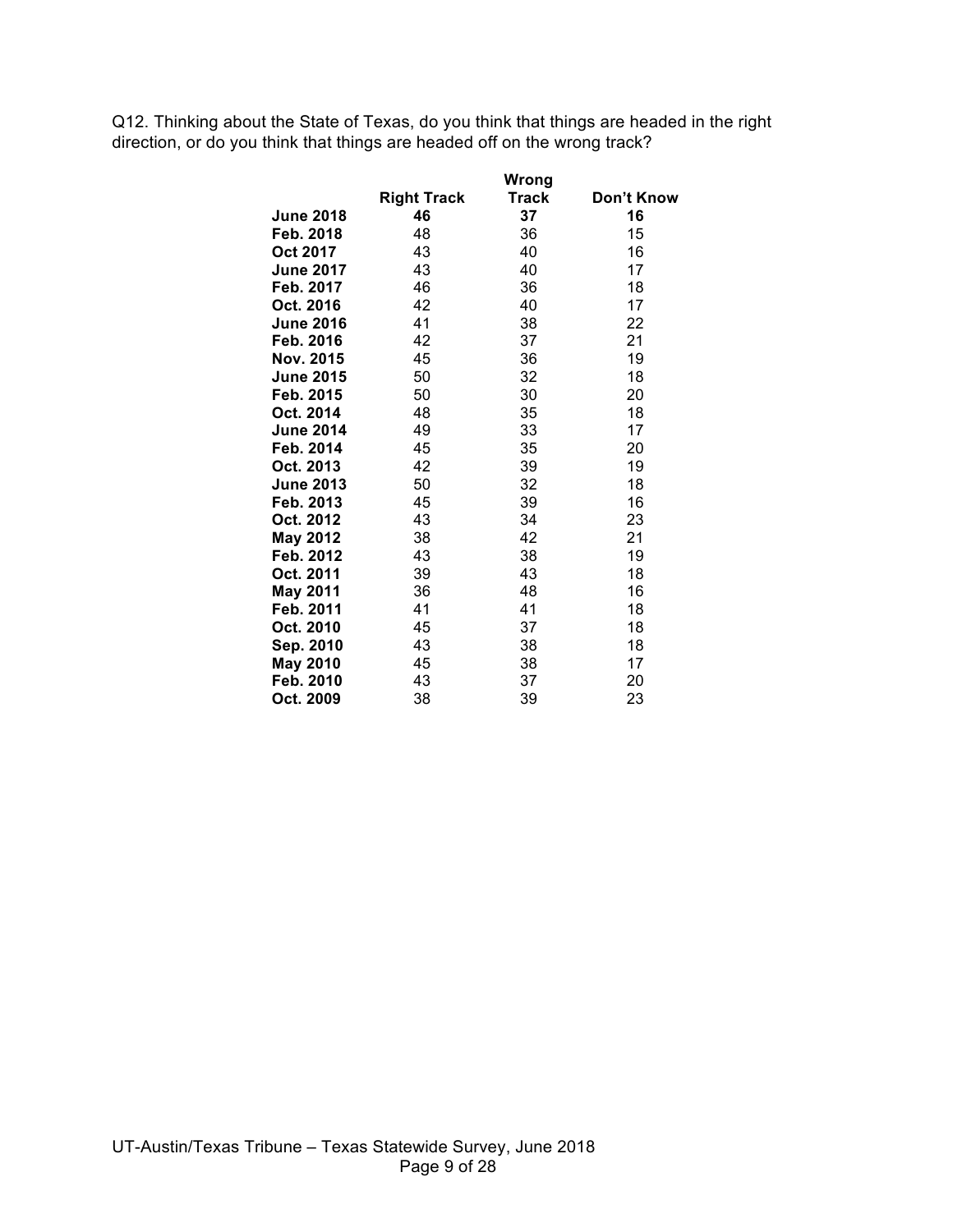Q12. Thinking about the State of Texas, do you think that things are headed in the right direction, or do you think that things are headed off on the wrong track?

| | Right Track | Wrong Track | Don't Know |
|---|---|---|---|
| **June 2018** | **46** | **37** | **16** |
| **Feb. 2018** | 48 | 36 | 15 |
| **Oct 2017** | 43 | 40 | 16 |
| **June 2017** | 43 | 40 | 17 |
| **Feb. 2017** | 46 | 36 | 18 |
| **Oct. 2016** | 42 | 40 | 17 |
| **June 2016** | 41 | 38 | 22 |
| **Feb. 2016** | 42 | 37 | 21 |
| **Nov. 2015** | 45 | 36 | 19 |
| **June 2015** | 50 | 32 | 18 |
| **Feb. 2015** | 50 | 30 | 20 |
| **Oct. 2014** | 48 | 35 | 18 |
| **June 2014** | 49 | 33 | 17 |
| **Feb. 2014** | 45 | 35 | 20 |
| **Oct. 2013** | 42 | 39 | 19 |
| **June 2013** | 50 | 32 | 18 |
| **Feb. 2013** | 45 | 39 | 16 |
| **Oct. 2012** | 43 | 34 | 23 |
| **May 2012** | 38 | 42 | 21 |
| **Feb. 2012** | 43 | 38 | 19 |
| **Oct. 2011** | 39 | 43 | 18 |
| **May 2011** | 36 | 48 | 16 |
| **Feb. 2011** | 41 | 41 | 18 |
| **Oct. 2010** | 45 | 37 | 18 |
| **Sep. 2010** | 43 | 38 | 18 |
| **May 2010** | 45 | 38 | 17 |
| **Feb. 2010** | 43 | 37 | 20 |
| **Oct. 2009** | 38 | 39 | 23 |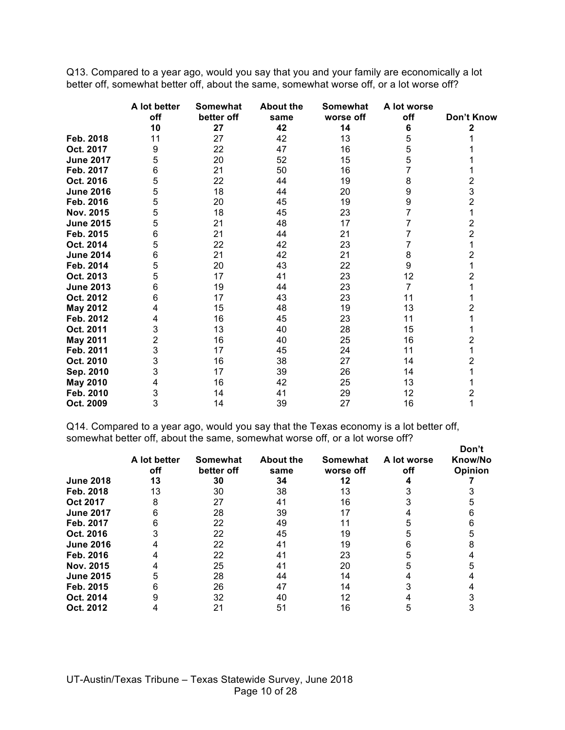Q13. Compared to a year ago, would you say that you and your family are economically a lot better off, somewhat better off, about the same, somewhat worse off, or a lot worse off?

| | A lot better off | Somewhat better off | About the same | Somewhat worse off | A lot worse off | Don't Know |
|---|---|---|---|---|---|---|
| | **10** | **27** | **42** | **14** | **6** | **2** |
| **Feb. 2018** | 11 | 27 | 42 | 13 | 5 | 1 |
| **Oct. 2017** | 9 | 22 | 47 | 16 | 5 | 1 |
| **June 2017** | 5 | 20 | 52 | 15 | 5 | 1 |
| **Feb. 2017** | 6 | 21 | 50 | 16 | 7 | 1 |
| **Oct. 2016** | 5 | 22 | 44 | 19 | 8 | 2 |
| **June 2016** | 5 | 18 | 44 | 20 | 9 | 3 |
| **Feb. 2016** | 5 | 20 | 45 | 19 | 9 | 2 |
| **Nov. 2015** | 5 | 18 | 45 | 23 | 7 | 1 |
| **June 2015** | 5 | 21 | 48 | 17 | 7 | 2 |
| **Feb. 2015** | 6 | 21 | 44 | 21 | 7 | 2 |
| **Oct. 2014** | 5 | 22 | 42 | 23 | 7 | 1 |
| **June 2014** | 6 | 21 | 42 | 21 | 8 | 2 |
| **Feb. 2014** | 5 | 20 | 43 | 22 | 9 | 1 |
| **Oct. 2013** | 5 | 17 | 41 | 23 | 12 | 2 |
| **June 2013** | 6 | 19 | 44 | 23 | 7 | 1 |
| **Oct. 2012** | 6 | 17 | 43 | 23 | 11 | 1 |
| **May 2012** | 4 | 15 | 48 | 19 | 13 | 2 |
| **Feb. 2012** | 4 | 16 | 45 | 23 | 11 | 1 |
| **Oct. 2011** | 3 | 13 | 40 | 28 | 15 | 1 |
| **May 2011** | 2 | 16 | 40 | 25 | 16 | 2 |
| **Feb. 2011** | 3 | 17 | 45 | 24 | 11 | 1 |
| **Oct. 2010** | 3 | 16 | 38 | 27 | 14 | 2 |
| **Sep. 2010** | 3 | 17 | 39 | 26 | 14 | 1 |
| **May 2010** | 4 | 16 | 42 | 25 | 13 | 1 |
| **Feb. 2010** | 3 | 14 | 41 | 29 | 12 | 2 |
| **Oct. 2009** | 3 | 14 | 39 | 27 | 16 | 1 |

Q14. Compared to a year ago, would you say that the Texas economy is a lot better off, somewhat better off, about the same, somewhat worse off, or a lot worse off?

| | A lot better off | Somewhat better off | About the same | Somewhat worse off | A lot worse off | Don't Know/No Opinion |
|---|---|---|---|---|---|---|
| **June 2018** | **13** | **30** | **34** | **12** | **4** | **7** |
| **Feb. 2018** | 13 | 30 | 38 | 13 | 3 | 3 |
| **Oct 2017** | 8 | 27 | 41 | 16 | 3 | 5 |
| **June 2017** | 6 | 28 | 39 | 17 | 4 | 6 |
| **Feb. 2017** | 6 | 22 | 49 | 11 | 5 | 6 |
| **Oct. 2016** | 3 | 22 | 45 | 19 | 5 | 5 |
| **June 2016** | 4 | 22 | 41 | 19 | 6 | 8 |
| **Feb. 2016** | 4 | 22 | 41 | 23 | 5 | 4 |
| **Nov. 2015** | 4 | 25 | 41 | 20 | 5 | 5 |
| **June 2015** | 5 | 28 | 44 | 14 | 4 | 4 |
| **Feb. 2015** | 6 | 26 | 47 | 14 | 3 | 4 |
| **Oct. 2014** | 9 | 32 | 40 | 12 | 4 | 3 |
| **Oct. 2012** | 4 | 21 | 51 | 16 | 5 | 3 |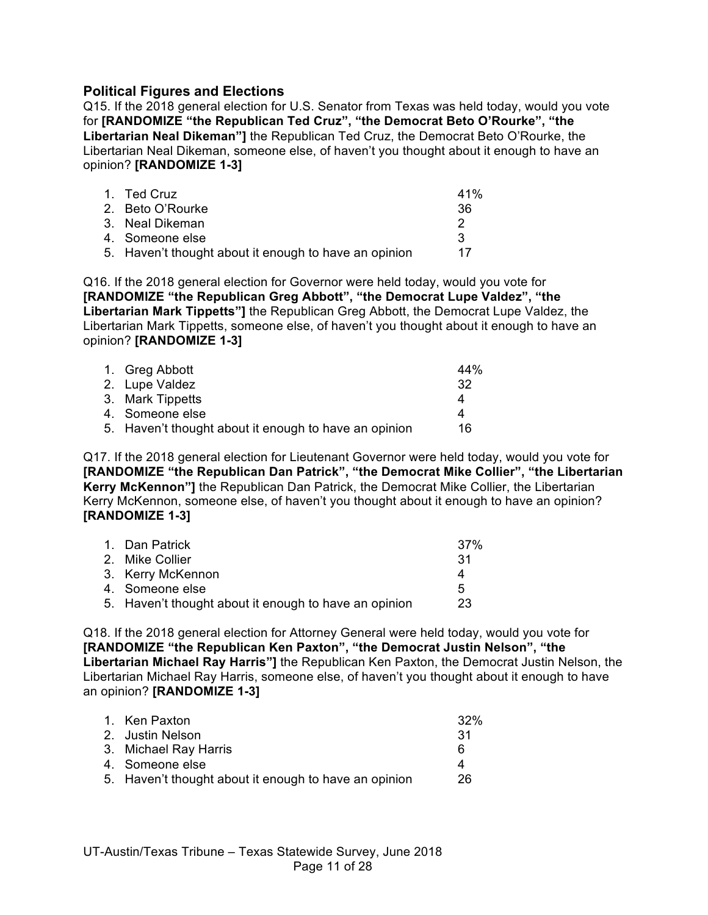## Political Figures and Elections

Q15. If the 2018 general election for U.S. Senator from Texas was held today, would you vote for **[RANDOMIZE "the Republican Ted Cruz", "the Democrat Beto O'Rourke", "the Libertarian Neal Dikeman"]** the Republican Ted Cruz, the Democrat Beto O'Rourke, the Libertarian Neal Dikeman, someone else, of haven't you thought about it enough to have an opinion? **[RANDOMIZE 1-3]**

| | |
|---|---|
| 1. Ted Cruz | 41% |
| 2. Beto O'Rourke | 36 |
| 3. Neal Dikeman | 2 |
| 4. Someone else | 3 |
| 5. Haven't thought about it enough to have an opinion | 17 |

Q16. If the 2018 general election for Governor were held today, would you vote for **[RANDOMIZE "the Republican Greg Abbott", "the Democrat Lupe Valdez", "the Libertarian Mark Tippetts"]** the Republican Greg Abbott, the Democrat Lupe Valdez, the Libertarian Mark Tippetts, someone else, of haven't you thought about it enough to have an opinion? **[RANDOMIZE 1-3]**

| | |
|---|---|
| 1. Greg Abbott | 44% |
| 2. Lupe Valdez | 32 |
| 3. Mark Tippetts | 4 |
| 4. Someone else | 4 |
| 5. Haven't thought about it enough to have an opinion | 16 |

Q17. If the 2018 general election for Lieutenant Governor were held today, would you vote for **[RANDOMIZE "the Republican Dan Patrick", "the Democrat Mike Collier", "the Libertarian Kerry McKennon"]** the Republican Dan Patrick, the Democrat Mike Collier, the Libertarian Kerry McKennon, someone else, of haven't you thought about it enough to have an opinion? **[RANDOMIZE 1-3]**

| | |
|---|---|
| 1. Dan Patrick | 37% |
| 2. Mike Collier | 31 |
| 3. Kerry McKennon | 4 |
| 4. Someone else | 5 |
| 5. Haven't thought about it enough to have an opinion | 23 |

Q18. If the 2018 general election for Attorney General were held today, would you vote for **[RANDOMIZE "the Republican Ken Paxton", "the Democrat Justin Nelson", "the Libertarian Michael Ray Harris"]** the Republican Ken Paxton, the Democrat Justin Nelson, the Libertarian Michael Ray Harris, someone else, of haven't you thought about it enough to have an opinion? **[RANDOMIZE 1-3]**

| | |
|---|---|
| 1. Ken Paxton | 32% |
| 2. Justin Nelson | 31 |
| 3. Michael Ray Harris | 6 |
| 4. Someone else | 4 |
| 5. Haven't thought about it enough to have an opinion | 26 |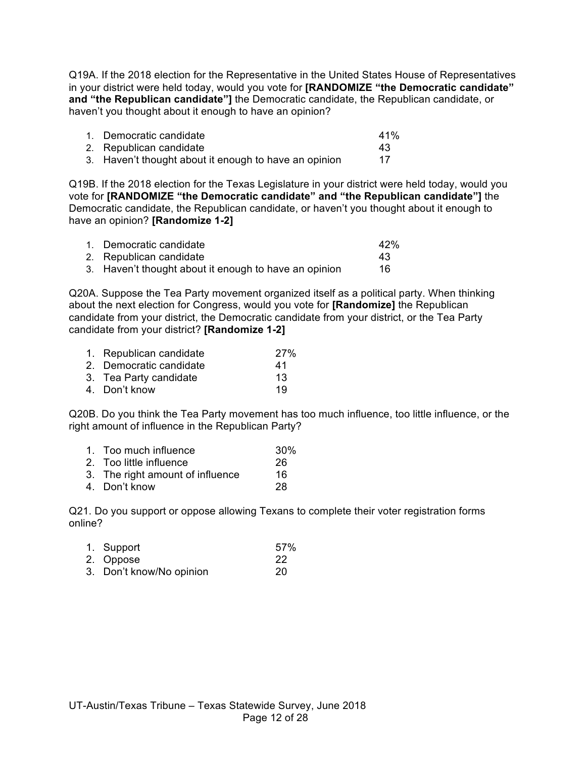Q19A. If the 2018 election for the Representative in the United States House of Representatives in your district were held today, would you vote for **[RANDOMIZE "the Democratic candidate" and "the Republican candidate"]** the Democratic candidate, the Republican candidate, or haven't you thought about it enough to have an opinion?

| | | |
|---|---|---|
| 1. | Democratic candidate | 41% |
| 2. | Republican candidate | 43 |
| 3. | Haven't thought about it enough to have an opinion | 17 |

Q19B. If the 2018 election for the Texas Legislature in your district were held today, would you vote for **[RANDOMIZE "the Democratic candidate" and "the Republican candidate"]** the Democratic candidate, the Republican candidate, or haven't you thought about it enough to have an opinion? **[Randomize 1-2]**

| | | |
|---|---|---|
| 1. | Democratic candidate | 42% |
| 2. | Republican candidate | 43 |
| 3. | Haven't thought about it enough to have an opinion | 16 |

Q20A. Suppose the Tea Party movement organized itself as a political party. When thinking about the next election for Congress, would you vote for **[Randomize]** the Republican candidate from your district, the Democratic candidate from your district, or the Tea Party candidate from your district? **[Randomize 1-2]**

| | | |
|---|---|---|
| 1. | Republican candidate | 27% |
| 2. | Democratic candidate | 41 |
| 3. | Tea Party candidate | 13 |
| 4. | Don't know | 19 |

Q20B. Do you think the Tea Party movement has too much influence, too little influence, or the right amount of influence in the Republican Party?

| | | |
|---|---|---|
| 1. | Too much influence | 30% |
| 2. | Too little influence | 26 |
| 3. | The right amount of influence | 16 |
| 4. | Don't know | 28 |

Q21. Do you support or oppose allowing Texans to complete their voter registration forms online?

| | | |
|---|---|---|
| 1. | Support | 57% |
| 2. | Oppose | 22 |
| 3. | Don't know/No opinion | 20 |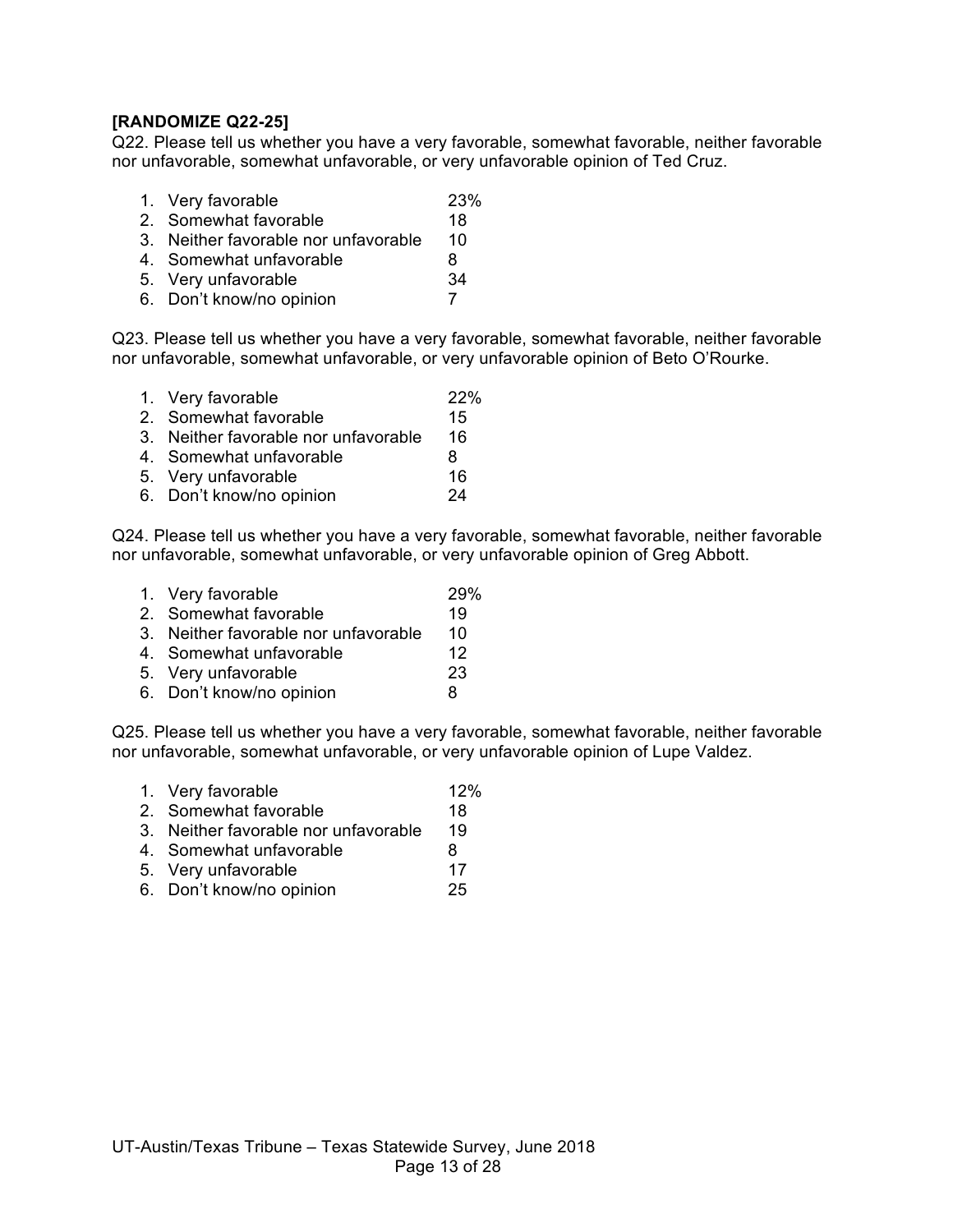**[RANDOMIZE Q22-25]**

Q22. Please tell us whether you have a very favorable, somewhat favorable, neither favorable nor unfavorable, somewhat unfavorable, or very unfavorable opinion of Ted Cruz.

| | |
|---|---|
| 1. Very favorable | 23% |
| 2. Somewhat favorable | 18 |
| 3. Neither favorable nor unfavorable | 10 |
| 4. Somewhat unfavorable | 8 |
| 5. Very unfavorable | 34 |
| 6. Don't know/no opinion | 7 |

Q23. Please tell us whether you have a very favorable, somewhat favorable, neither favorable nor unfavorable, somewhat unfavorable, or very unfavorable opinion of Beto O'Rourke.

| | |
|---|---|
| 1. Very favorable | 22% |
| 2. Somewhat favorable | 15 |
| 3. Neither favorable nor unfavorable | 16 |
| 4. Somewhat unfavorable | 8 |
| 5. Very unfavorable | 16 |
| 6. Don't know/no opinion | 24 |

Q24. Please tell us whether you have a very favorable, somewhat favorable, neither favorable nor unfavorable, somewhat unfavorable, or very unfavorable opinion of Greg Abbott.

| | |
|---|---|
| 1. Very favorable | 29% |
| 2. Somewhat favorable | 19 |
| 3. Neither favorable nor unfavorable | 10 |
| 4. Somewhat unfavorable | 12 |
| 5. Very unfavorable | 23 |
| 6. Don't know/no opinion | 8 |

Q25. Please tell us whether you have a very favorable, somewhat favorable, neither favorable nor unfavorable, somewhat unfavorable, or very unfavorable opinion of Lupe Valdez.

| | |
|---|---|
| 1. Very favorable | 12% |
| 2. Somewhat favorable | 18 |
| 3. Neither favorable nor unfavorable | 19 |
| 4. Somewhat unfavorable | 8 |
| 5. Very unfavorable | 17 |
| 6. Don't know/no opinion | 25 |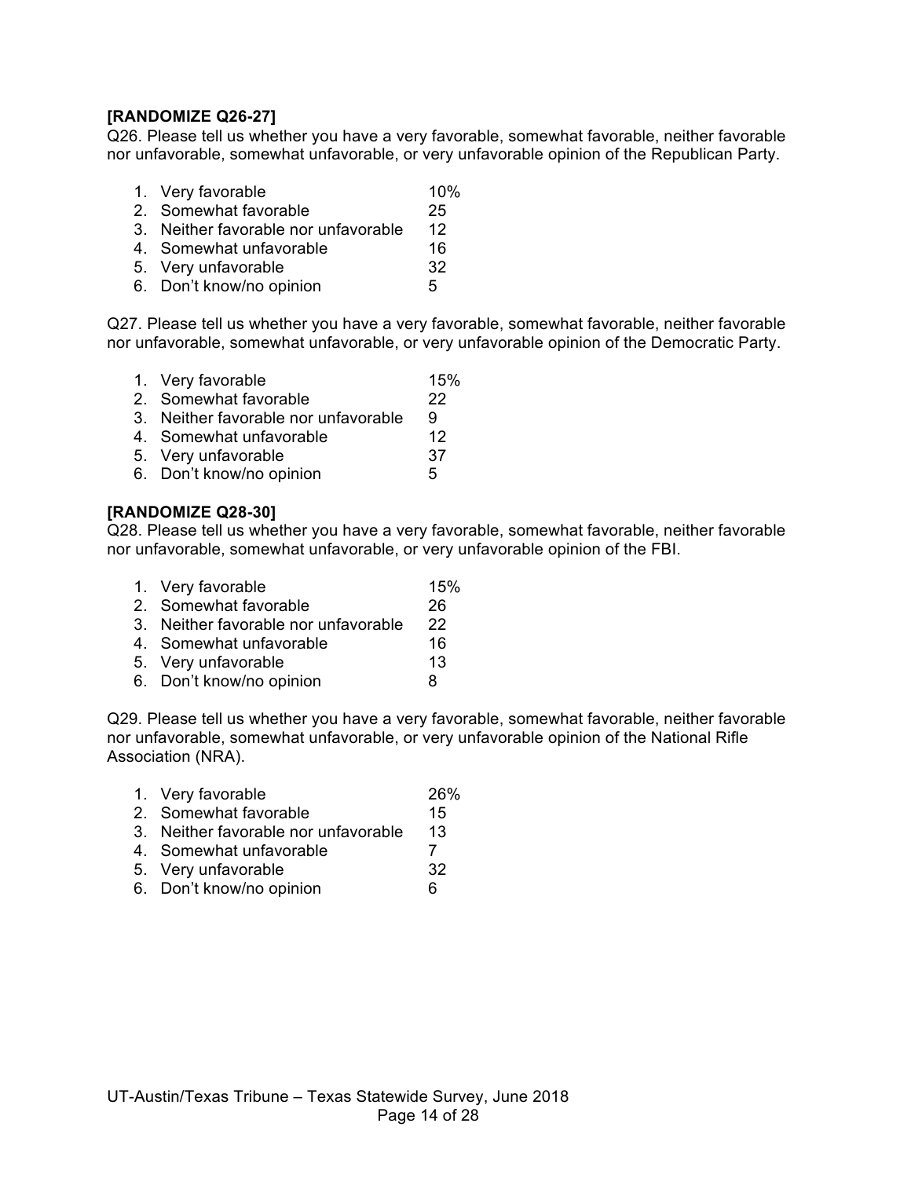**[RANDOMIZE Q26-27]**

Q26. Please tell us whether you have a very favorable, somewhat favorable, neither favorable nor unfavorable, somewhat unfavorable, or very unfavorable opinion of the Republican Party.

| | |
|---|---|
| 1. Very favorable | 10% |
| 2. Somewhat favorable | 25 |
| 3. Neither favorable nor unfavorable | 12 |
| 4. Somewhat unfavorable | 16 |
| 5. Very unfavorable | 32 |
| 6. Don't know/no opinion | 5 |

Q27. Please tell us whether you have a very favorable, somewhat favorable, neither favorable nor unfavorable, somewhat unfavorable, or very unfavorable opinion of the Democratic Party.

| | |
|---|---|
| 1. Very favorable | 15% |
| 2. Somewhat favorable | 22 |
| 3. Neither favorable nor unfavorable | 9 |
| 4. Somewhat unfavorable | 12 |
| 5. Very unfavorable | 37 |
| 6. Don't know/no opinion | 5 |

**[RANDOMIZE Q28-30]**

Q28. Please tell us whether you have a very favorable, somewhat favorable, neither favorable nor unfavorable, somewhat unfavorable, or very unfavorable opinion of the FBI.

| | |
|---|---|
| 1. Very favorable | 15% |
| 2. Somewhat favorable | 26 |
| 3. Neither favorable nor unfavorable | 22 |
| 4. Somewhat unfavorable | 16 |
| 5. Very unfavorable | 13 |
| 6. Don't know/no opinion | 8 |

Q29. Please tell us whether you have a very favorable, somewhat favorable, neither favorable nor unfavorable, somewhat unfavorable, or very unfavorable opinion of the National Rifle Association (NRA).

| | |
|---|---|
| 1. Very favorable | 26% |
| 2. Somewhat favorable | 15 |
| 3. Neither favorable nor unfavorable | 13 |
| 4. Somewhat unfavorable | 7 |
| 5. Very unfavorable | 32 |
| 6. Don't know/no opinion | 6 |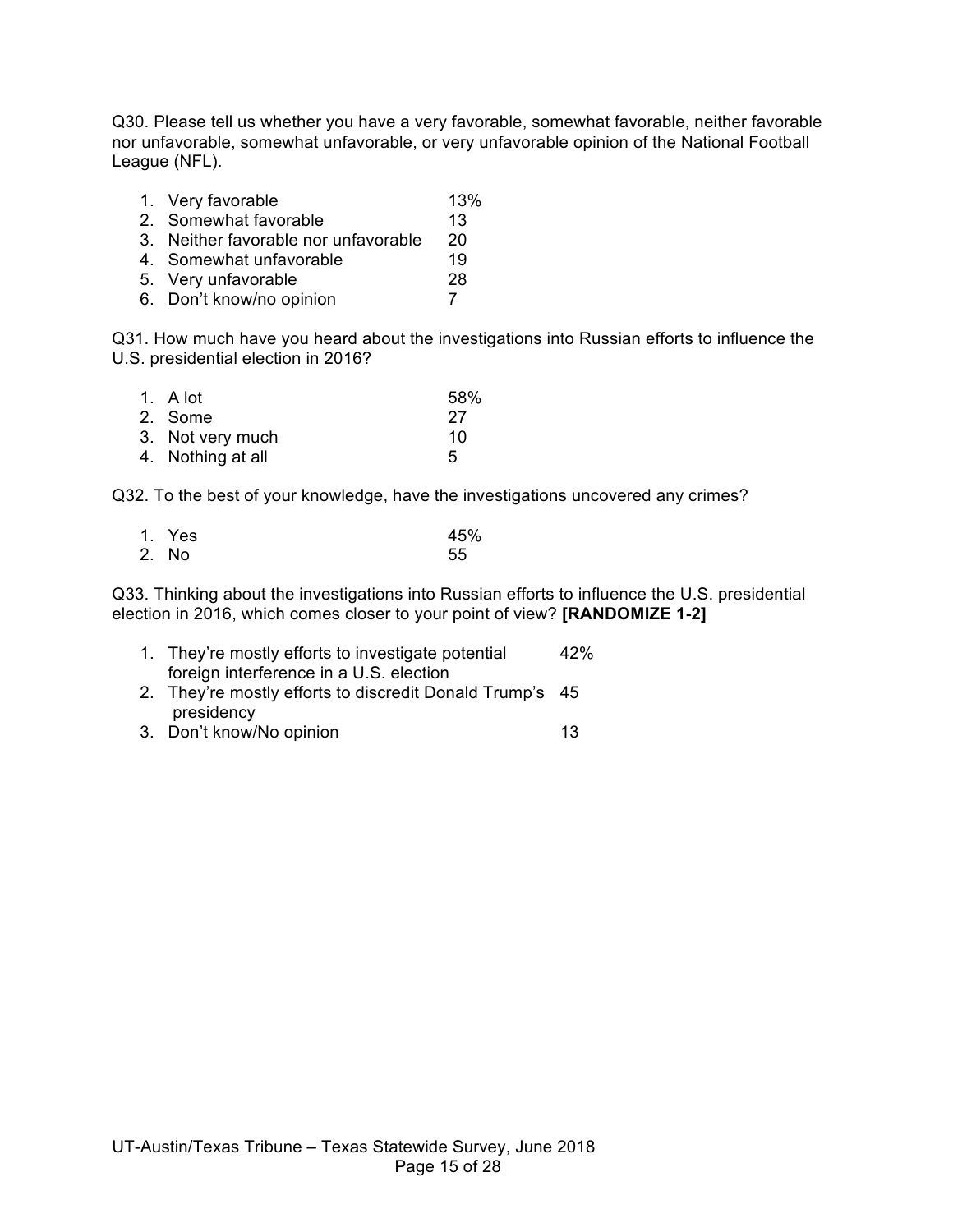Q30. Please tell us whether you have a very favorable, somewhat favorable, neither favorable nor unfavorable, somewhat unfavorable, or very unfavorable opinion of the National Football League (NFL).

| | |
|---|---|
| 1. Very favorable | 13% |
| 2. Somewhat favorable | 13 |
| 3. Neither favorable nor unfavorable | 20 |
| 4. Somewhat unfavorable | 19 |
| 5. Very unfavorable | 28 |
| 6. Don't know/no opinion | 7 |

Q31. How much have you heard about the investigations into Russian efforts to influence the U.S. presidential election in 2016?

| | |
|---|---|
| 1. A lot | 58% |
| 2. Some | 27 |
| 3. Not very much | 10 |
| 4. Nothing at all | 5 |

Q32. To the best of your knowledge, have the investigations uncovered any crimes?

| | |
|---|---|
| 1. Yes | 45% |
| 2. No | 55 |

Q33. Thinking about the investigations into Russian efforts to influence the U.S. presidential election in 2016, which comes closer to your point of view? **[RANDOMIZE 1-2]**

| | |
|---|---|
| 1. They're mostly efforts to investigate potential foreign interference in a U.S. election | 42% |
| 2. They're mostly efforts to discredit Donald Trump's presidency | 45 |
| 3. Don't know/No opinion | 13 |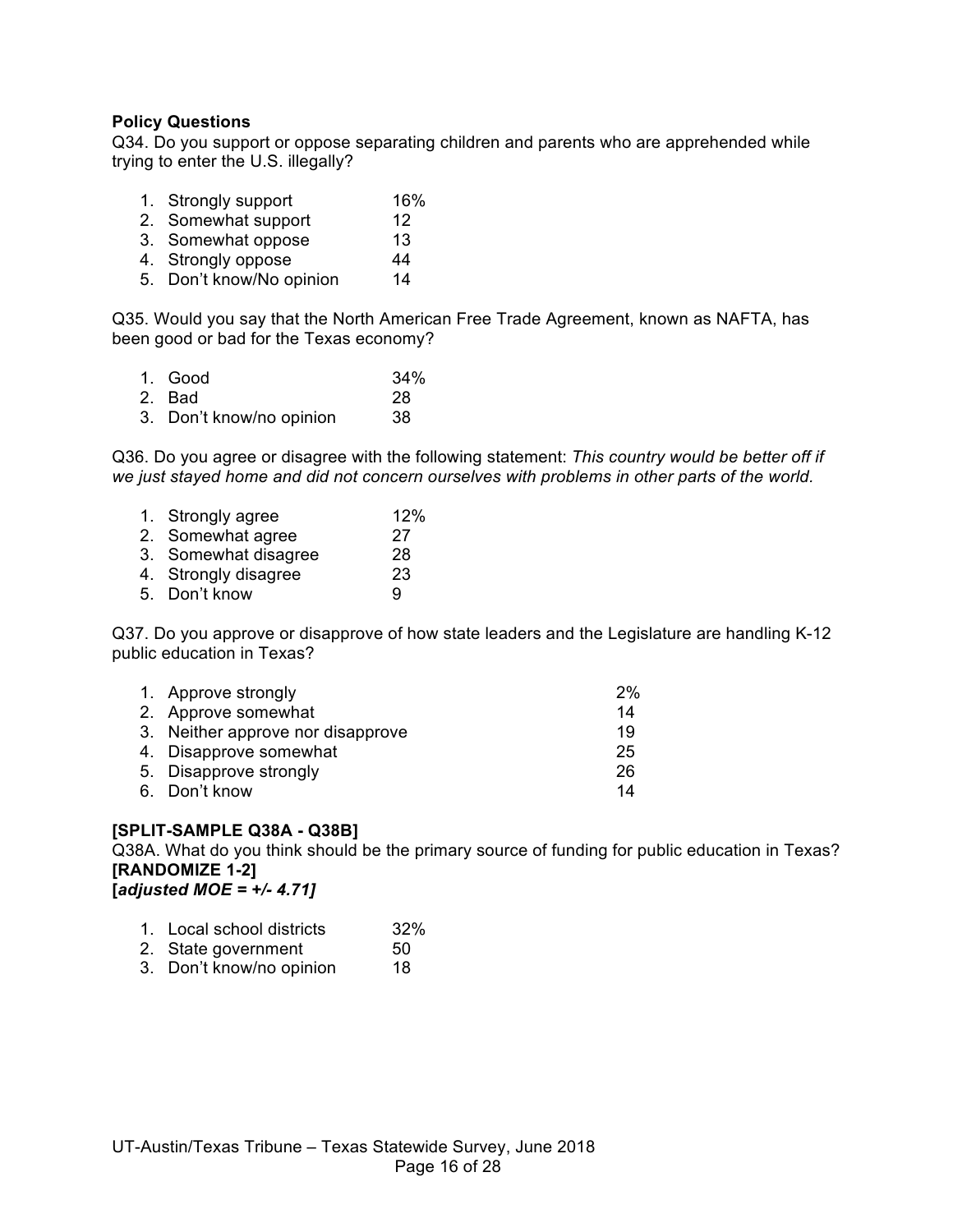**Policy Questions**

Q34. Do you support or oppose separating children and parents who are apprehended while trying to enter the U.S. illegally?

1. Strongly support 16%
2. Somewhat support 12
3. Somewhat oppose 13
4. Strongly oppose 44
5. Don't know/No opinion 14

Q35. Would you say that the North American Free Trade Agreement, known as NAFTA, has been good or bad for the Texas economy?

1. Good 34%
2. Bad 28
3. Don't know/no opinion 38

Q36. Do you agree or disagree with the following statement: *This country would be better off if we just stayed home and did not concern ourselves with problems in other parts of the world.*

1. Strongly agree 12%
2. Somewhat agree 27
3. Somewhat disagree 28
4. Strongly disagree 23
5. Don't know 9

Q37. Do you approve or disapprove of how state leaders and the Legislature are handling K-12 public education in Texas?

1. Approve strongly 2%
2. Approve somewhat 14
3. Neither approve nor disapprove 19
4. Disapprove somewhat 25
5. Disapprove strongly 26
6. Don't know 14

**[SPLIT-SAMPLE Q38A - Q38B]**

Q38A. What do you think should be the primary source of funding for public education in Texas?
**[RANDOMIZE 1-2]**
**[*adjusted MOE = +/- 4.71]***

1. Local school districts 32%
2. State government 50
3. Don't know/no opinion 18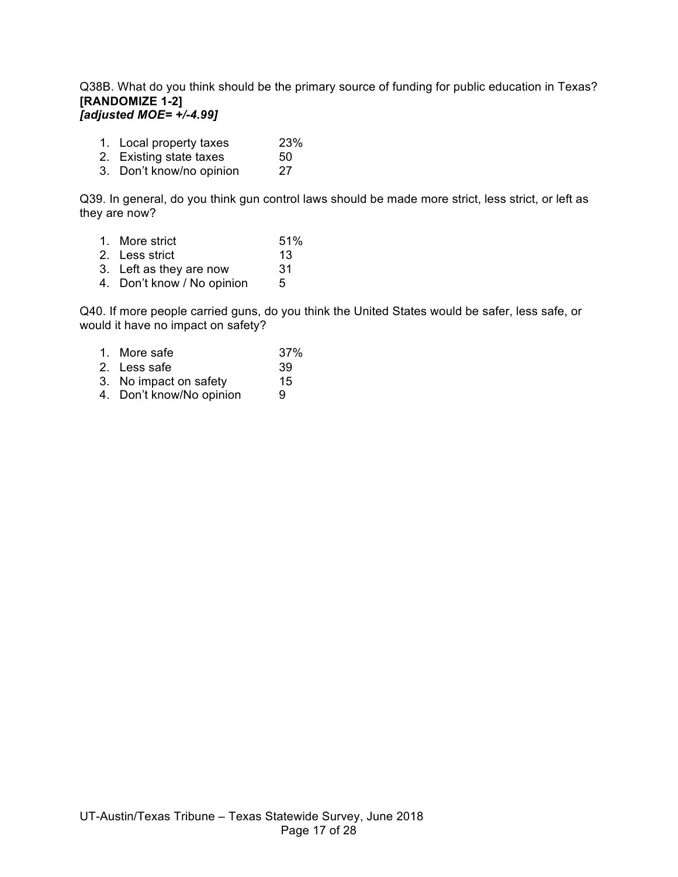Q38B. What do you think should be the primary source of funding for public education in Texas?
**[RANDOMIZE 1-2]**
***[adjusted MOE= +/-4.99]***

1. Local property taxes 23%
2. Existing state taxes 50
3. Don't know/no opinion 27

Q39. In general, do you think gun control laws should be made more strict, less strict, or left as they are now?

1. More strict 51%
2. Less strict 13
3. Left as they are now 31
4. Don't know / No opinion 5

Q40. If more people carried guns, do you think the United States would be safer, less safe, or would it have no impact on safety?

1. More safe 37%
2. Less safe 39
3. No impact on safety 15
4. Don't know/No opinion 9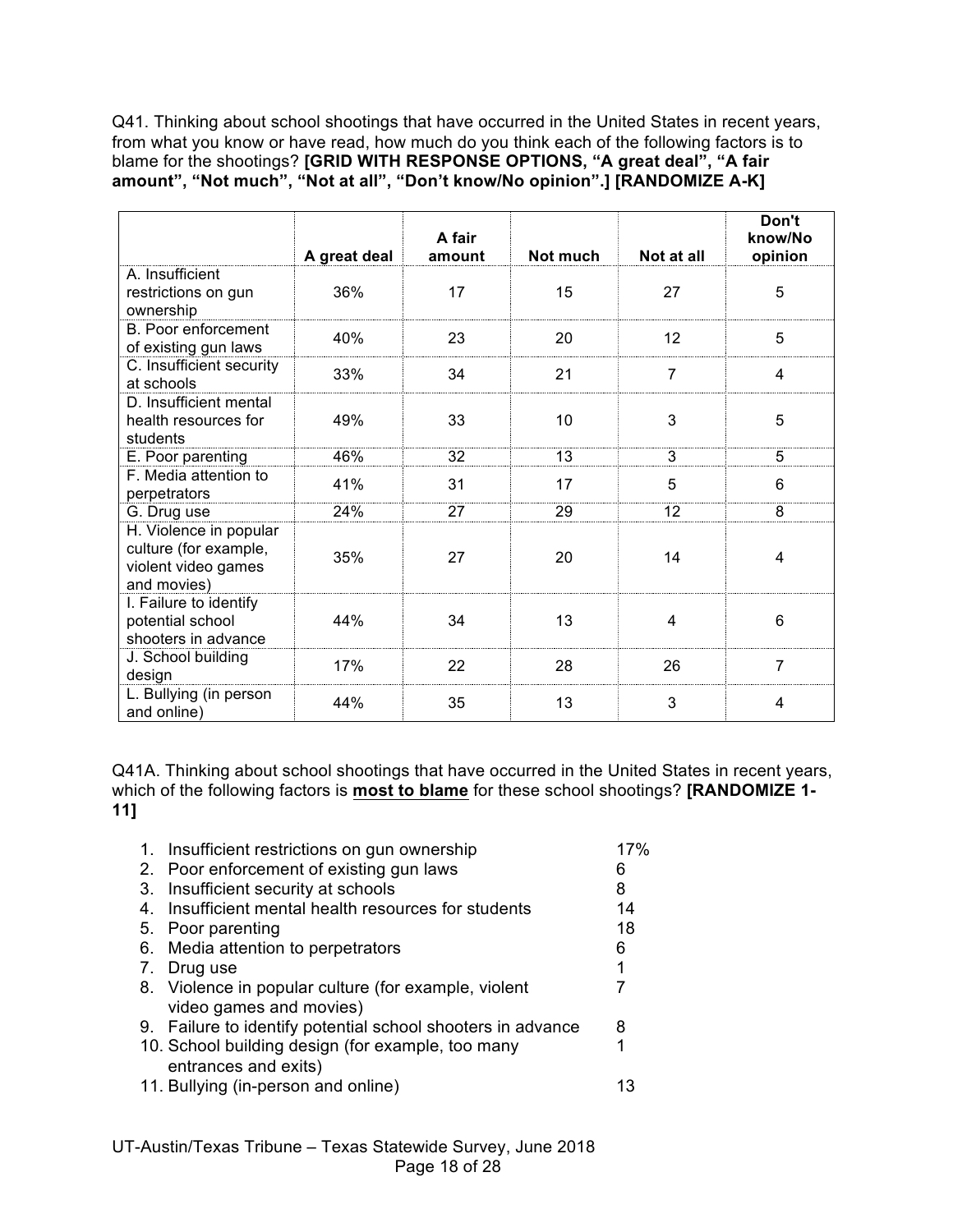Q41. Thinking about school shootings that have occurred in the United States in recent years, from what you know or have read, how much do you think each of the following factors is to blame for the shootings? **[GRID WITH RESPONSE OPTIONS, "A great deal", "A fair amount", "Not much", "Not at all", "Don't know/No opinion".] [RANDOMIZE A-K]**

| | A great deal | A fair amount | Not much | Not at all | Don't know/No opinion |
|---|---|---|---|---|---|
| A. Insufficient restrictions on gun ownership | 36% | 17 | 15 | 27 | 5 |
| B. Poor enforcement of existing gun laws | 40% | 23 | 20 | 12 | 5 |
| C. Insufficient security at schools | 33% | 34 | 21 | 7 | 4 |
| D. Insufficient mental health resources for students | 49% | 33 | 10 | 3 | 5 |
| E. Poor parenting | 46% | 32 | 13 | 3 | 5 |
| F. Media attention to perpetrators | 41% | 31 | 17 | 5 | 6 |
| G. Drug use | 24% | 27 | 29 | 12 | 8 |
| H. Violence in popular culture (for example, violent video games and movies) | 35% | 27 | 20 | 14 | 4 |
| I. Failure to identify potential school shooters in advance | 44% | 34 | 13 | 4 | 6 |
| J. School building design | 17% | 22 | 28 | 26 | 7 |
| L. Bullying (in person and online) | 44% | 35 | 13 | 3 | 4 |

Q41A. Thinking about school shootings that have occurred in the United States in recent years, which of the following factors is **most to blame** for these school shootings? **[RANDOMIZE 1-11]**

| | |
|---|---|
| 1. Insufficient restrictions on gun ownership | 17% |
| 2. Poor enforcement of existing gun laws | 6 |
| 3. Insufficient security at schools | 8 |
| 4. Insufficient mental health resources for students | 14 |
| 5. Poor parenting | 18 |
| 6. Media attention to perpetrators | 6 |
| 7. Drug use | 1 |
| 8. Violence in popular culture (for example, violent video games and movies) | 7 |
| 9. Failure to identify potential school shooters in advance | 8 |
| 10. School building design (for example, too many entrances and exits) | 1 |
| 11. Bullying (in-person and online) | 13 |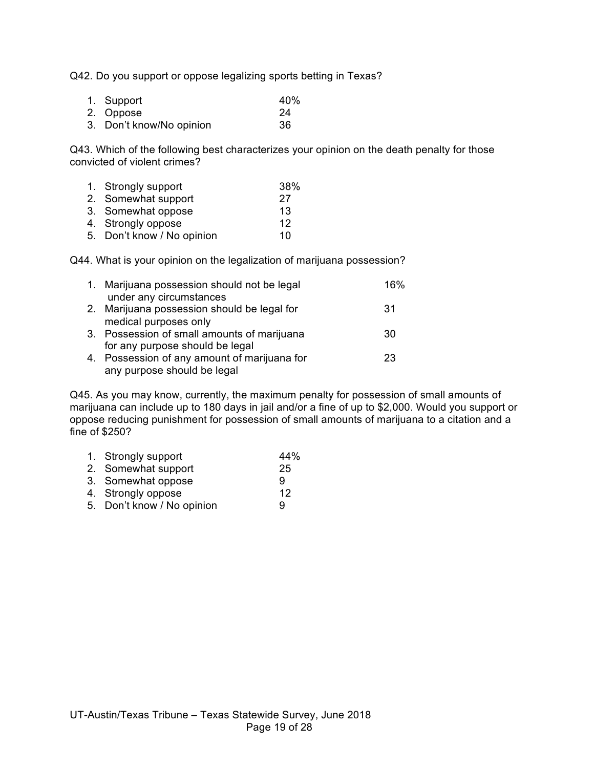Q42. Do you support or oppose legalizing sports betting in Texas?

| | |
|---|---|
| 1. Support | 40% |
| 2. Oppose | 24 |
| 3. Don't know/No opinion | 36 |

Q43. Which of the following best characterizes your opinion on the death penalty for those convicted of violent crimes?

| | |
|---|---|
| 1. Strongly support | 38% |
| 2. Somewhat support | 27 |
| 3. Somewhat oppose | 13 |
| 4. Strongly oppose | 12 |
| 5. Don't know / No opinion | 10 |

Q44. What is your opinion on the legalization of marijuana possession?

| | |
|---|---|
| 1. Marijuana possession should not be legal under any circumstances | 16% |
| 2. Marijuana possession should be legal for medical purposes only | 31 |
| 3. Possession of small amounts of marijuana for any purpose should be legal | 30 |
| 4. Possession of any amount of marijuana for any purpose should be legal | 23 |

Q45. As you may know, currently, the maximum penalty for possession of small amounts of marijuana can include up to 180 days in jail and/or a fine of up to $2,000. Would you support or oppose reducing punishment for possession of small amounts of marijuana to a citation and a fine of $250?

| | |
|---|---|
| 1. Strongly support | 44% |
| 2. Somewhat support | 25 |
| 3. Somewhat oppose | 9 |
| 4. Strongly oppose | 12 |
| 5. Don't know / No opinion | 9 |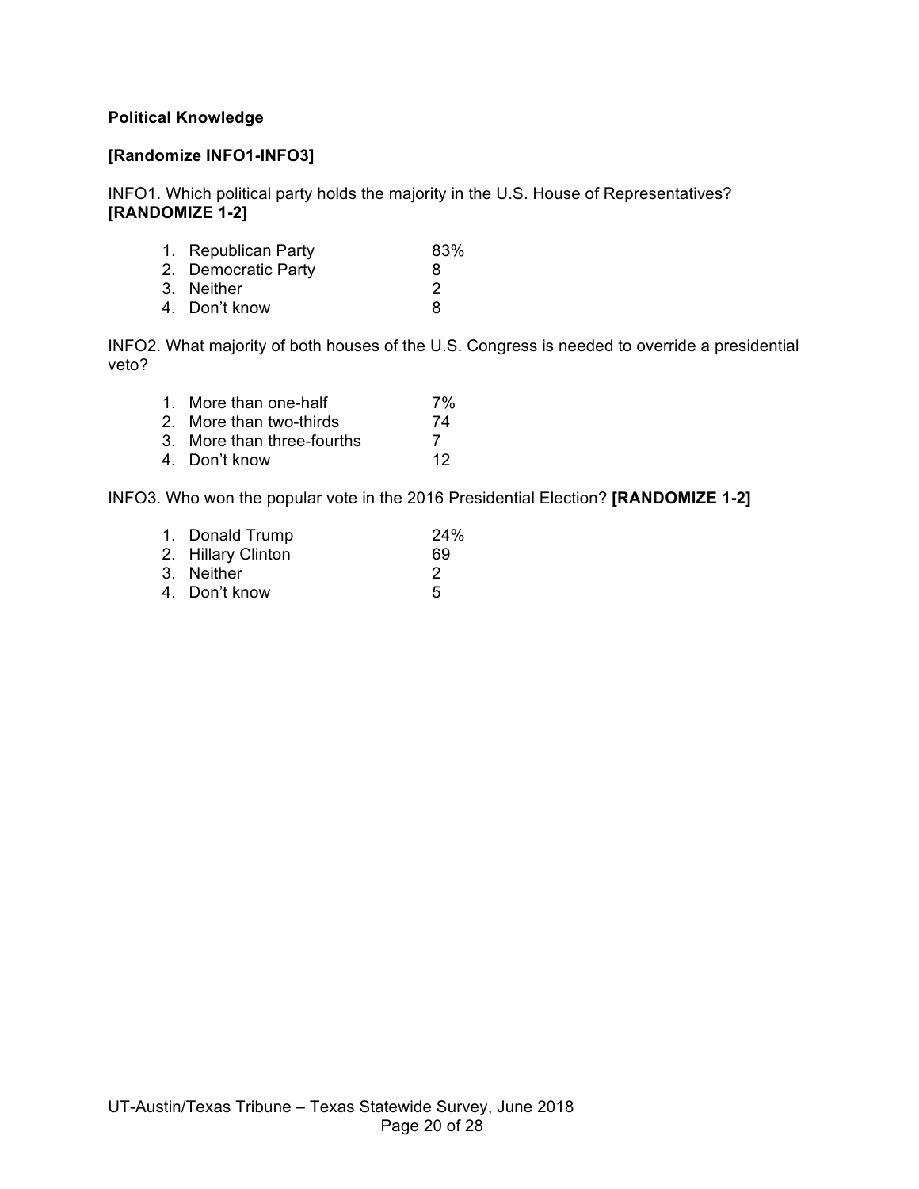**Political Knowledge**

**[Randomize INFO1-INFO3]**

INFO1. Which political party holds the majority in the U.S. House of Representatives? **[RANDOMIZE 1-2]**

| | |
|---|---|
| 1. Republican Party | 83% |
| 2. Democratic Party | 8 |
| 3. Neither | 2 |
| 4. Don't know | 8 |

INFO2. What majority of both houses of the U.S. Congress is needed to override a presidential veto?

| | |
|---|---|
| 1. More than one-half | 7% |
| 2. More than two-thirds | 74 |
| 3. More than three-fourths | 7 |
| 4. Don't know | 12 |

INFO3. Who won the popular vote in the 2016 Presidential Election? **[RANDOMIZE 1-2]**

| | |
|---|---|
| 1. Donald Trump | 24% |
| 2. Hillary Clinton | 69 |
| 3. Neither | 2 |
| 4. Don't know | 5 |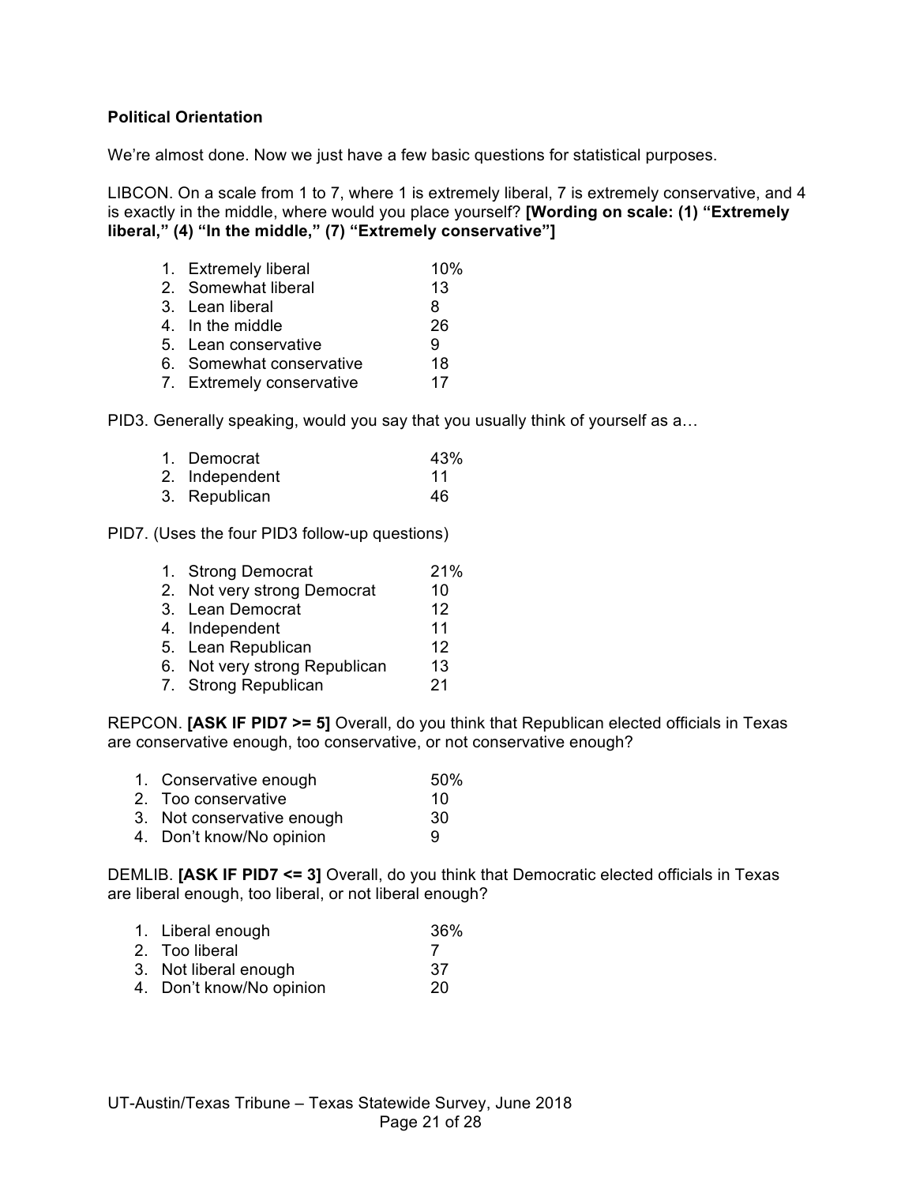**Political Orientation**

We're almost done. Now we just have a few basic questions for statistical purposes.

LIBCON. On a scale from 1 to 7, where 1 is extremely liberal, 7 is extremely conservative, and 4 is exactly in the middle, where would you place yourself? **[Wording on scale: (1) "Extremely liberal," (4) "In the middle," (7) "Extremely conservative"]**

| | |
|---|---|
| 1. Extremely liberal | 10% |
| 2. Somewhat liberal | 13 |
| 3. Lean liberal | 8 |
| 4. In the middle | 26 |
| 5. Lean conservative | 9 |
| 6. Somewhat conservative | 18 |
| 7. Extremely conservative | 17 |

PID3. Generally speaking, would you say that you usually think of yourself as a…

| | |
|---|---|
| 1. Democrat | 43% |
| 2. Independent | 11 |
| 3. Republican | 46 |

PID7. (Uses the four PID3 follow-up questions)

| | |
|---|---|
| 1. Strong Democrat | 21% |
| 2. Not very strong Democrat | 10 |
| 3. Lean Democrat | 12 |
| 4. Independent | 11 |
| 5. Lean Republican | 12 |
| 6. Not very strong Republican | 13 |
| 7. Strong Republican | 21 |

REPCON. **[ASK IF PID7 >= 5]** Overall, do you think that Republican elected officials in Texas are conservative enough, too conservative, or not conservative enough?

| | |
|---|---|
| 1. Conservative enough | 50% |
| 2. Too conservative | 10 |
| 3. Not conservative enough | 30 |
| 4. Don't know/No opinion | 9 |

DEMLIB. **[ASK IF PID7 <= 3]** Overall, do you think that Democratic elected officials in Texas are liberal enough, too liberal, or not liberal enough?

| | |
|---|---|
| 1. Liberal enough | 36% |
| 2. Too liberal | 7 |
| 3. Not liberal enough | 37 |
| 4. Don't know/No opinion | 20 |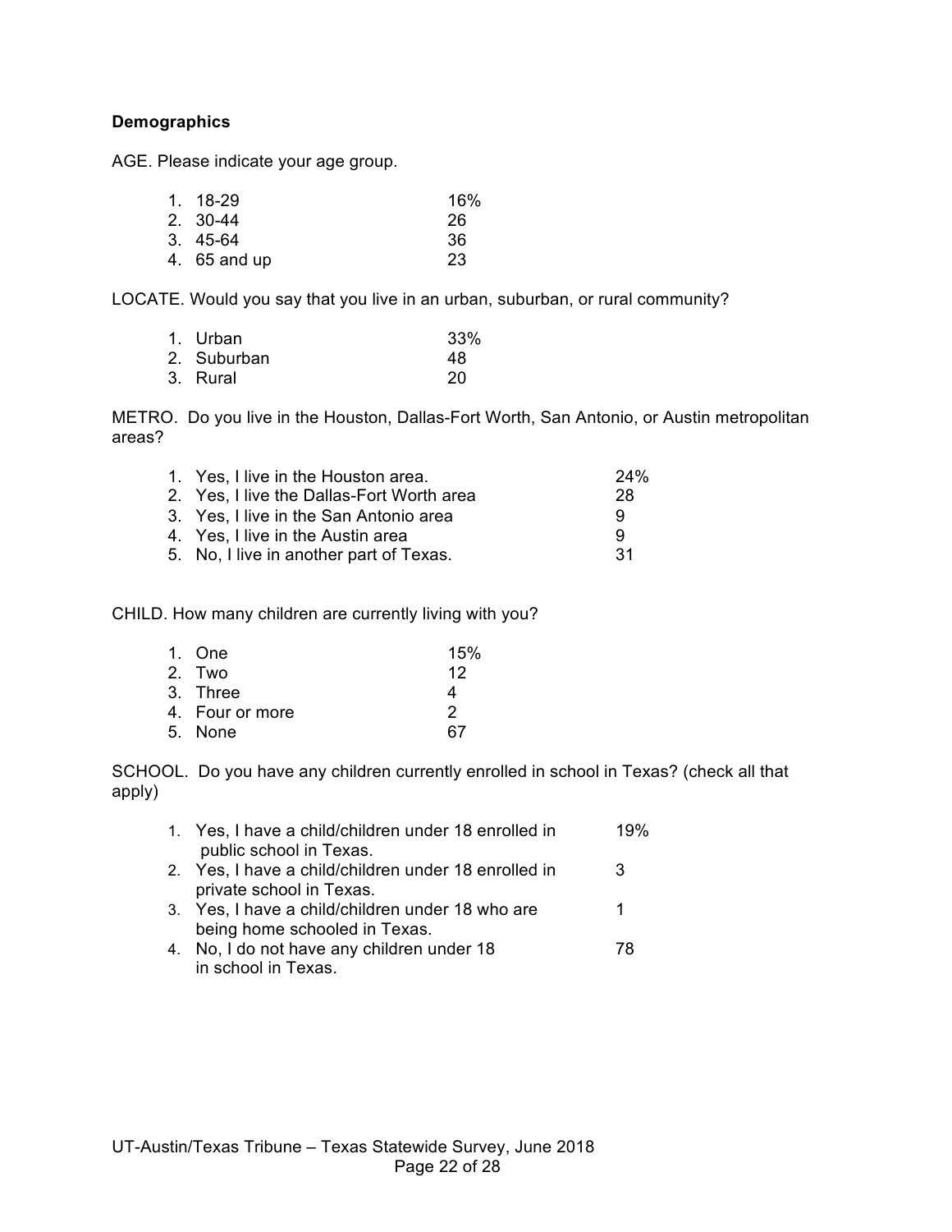**Demographics**

AGE. Please indicate your age group.

| | |
|---|---|
| 1. 18-29 | 16% |
| 2. 30-44 | 26 |
| 3. 45-64 | 36 |
| 4. 65 and up | 23 |

LOCATE. Would you say that you live in an urban, suburban, or rural community?

| | |
|---|---|
| 1. Urban | 33% |
| 2. Suburban | 48 |
| 3. Rural | 20 |

METRO. Do you live in the Houston, Dallas-Fort Worth, San Antonio, or Austin metropolitan areas?

| | |
|---|---|
| 1. Yes, I live in the Houston area. | 24% |
| 2. Yes, I live the Dallas-Fort Worth area | 28 |
| 3. Yes, I live in the San Antonio area | 9 |
| 4. Yes, I live in the Austin area | 9 |
| 5. No, I live in another part of Texas. | 31 |

CHILD. How many children are currently living with you?

| | |
|---|---|
| 1. One | 15% |
| 2. Two | 12 |
| 3. Three | 4 |
| 4. Four or more | 2 |
| 5. None | 67 |

SCHOOL. Do you have any children currently enrolled in school in Texas? (check all that apply)

| | |
|---|---|
| 1. Yes, I have a child/children under 18 enrolled in public school in Texas. | 19% |
| 2. Yes, I have a child/children under 18 enrolled in private school in Texas. | 3 |
| 3. Yes, I have a child/children under 18 who are being home schooled in Texas. | 1 |
| 4. No, I do not have any children under 18 in school in Texas. | 78 |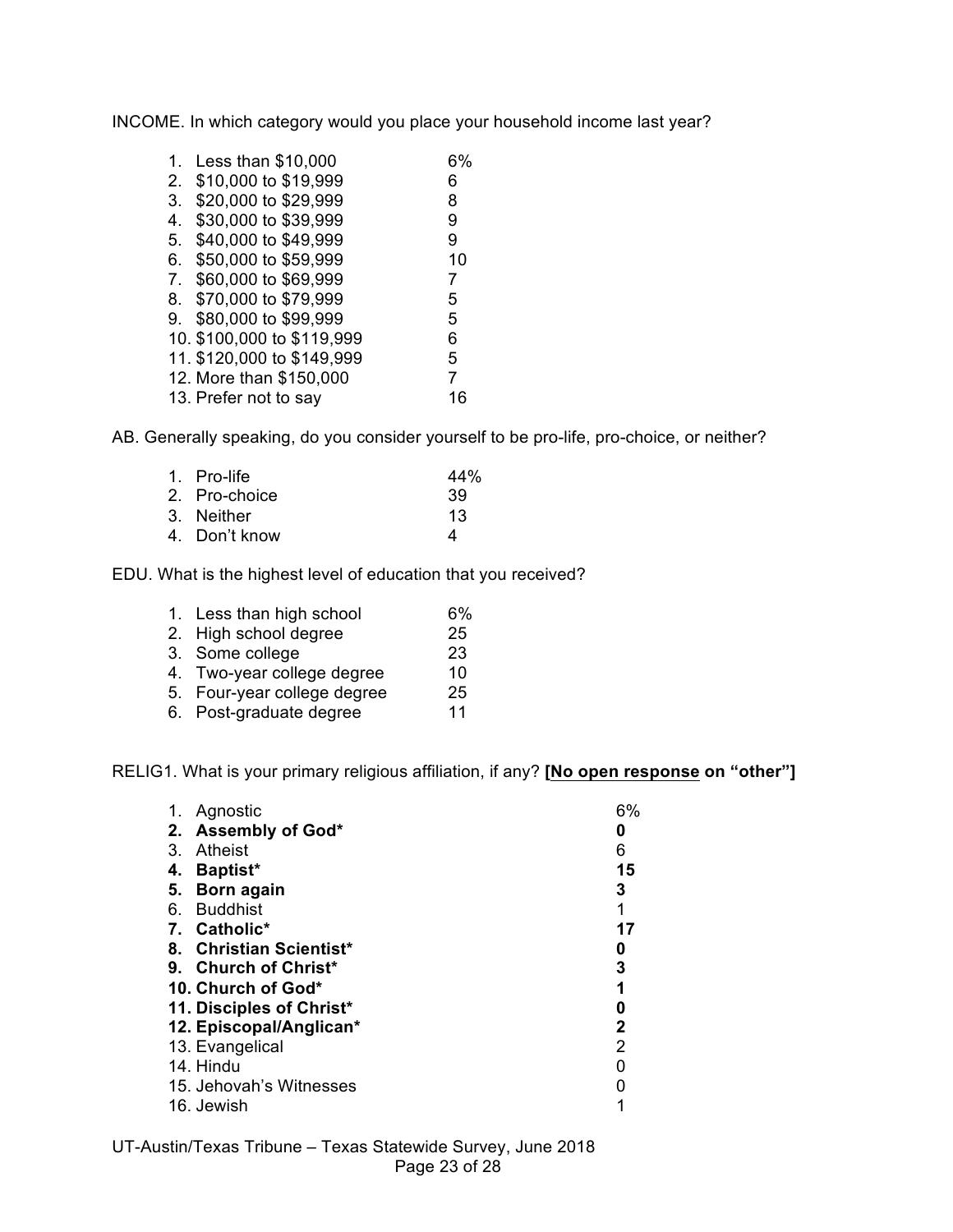INCOME. In which category would you place your household income last year?

| | |
|---|---|
| 1. Less than $10,000 | 6% |
| 2. $10,000 to $19,999 | 6 |
| 3. $20,000 to $29,999 | 8 |
| 4. $30,000 to $39,999 | 9 |
| 5. $40,000 to $49,999 | 9 |
| 6. $50,000 to $59,999 | 10 |
| 7. $60,000 to $69,999 | 7 |
| 8. $70,000 to $79,999 | 5 |
| 9. $80,000 to $99,999 | 5 |
| 10. $100,000 to $119,999 | 6 |
| 11. $120,000 to $149,999 | 5 |
| 12. More than $150,000 | 7 |
| 13. Prefer not to say | 16 |

AB. Generally speaking, do you consider yourself to be pro-life, pro-choice, or neither?

| | |
|---|---|
| 1. Pro-life | 44% |
| 2. Pro-choice | 39 |
| 3. Neither | 13 |
| 4. Don't know | 4 |

EDU. What is the highest level of education that you received?

| | |
|---|---|
| 1. Less than high school | 6% |
| 2. High school degree | 25 |
| 3. Some college | 23 |
| 4. Two-year college degree | 10 |
| 5. Four-year college degree | 25 |
| 6. Post-graduate degree | 11 |

RELIG1. What is your primary religious affiliation, if any? **[No open response on "other"]**

| | |
|---|---|
| 1. Agnostic | 6% |
| **2. Assembly of God*** | **0** |
| 3. Atheist | 6 |
| **4. Baptist*** | **15** |
| **5. Born again** | **3** |
| 6. Buddhist | 1 |
| **7. Catholic*** | **17** |
| **8. Christian Scientist*** | **0** |
| **9. Church of Christ*** | **3** |
| **10. Church of God*** | **1** |
| **11. Disciples of Christ*** | **0** |
| **12. Episcopal/Anglican*** | **2** |
| 13. Evangelical | 2 |
| 14. Hindu | 0 |
| 15. Jehovah's Witnesses | 0 |
| 16. Jewish | 1 |

UT-Austin/Texas Tribune – Texas Statewide Survey, June 2018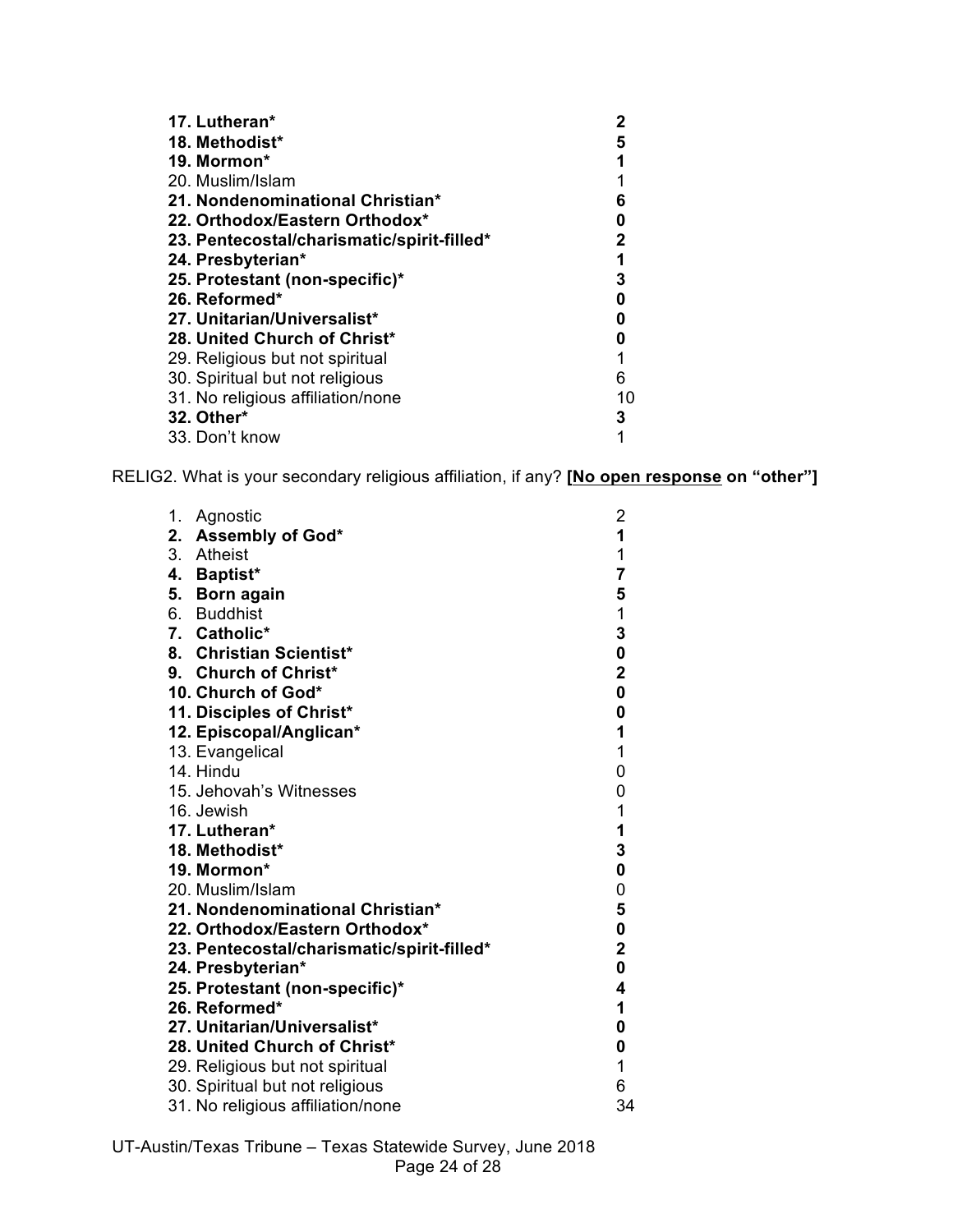| | |
|---|---|
| **17. Lutheran*** | **2** |
| **18. Methodist*** | **5** |
| **19. Mormon*** | **1** |
| 20. Muslim/Islam | 1 |
| **21. Nondenominational Christian*** | **6** |
| **22. Orthodox/Eastern Orthodox*** | **0** |
| **23. Pentecostal/charismatic/spirit-filled*** | **2** |
| **24. Presbyterian*** | **1** |
| **25. Protestant (non-specific)*** | **3** |
| **26. Reformed*** | **0** |
| **27. Unitarian/Universalist*** | **0** |
| **28. United Church of Christ*** | **0** |
| 29. Religious but not spiritual | 1 |
| 30. Spiritual but not religious | 6 |
| 31. No religious affiliation/none | 10 |
| **32. Other*** | **3** |
| 33. Don't know | 1 |

RELIG2. What is your secondary religious affiliation, if any? **[No open response on "other"]**

| | |
|---|---|
| 1. Agnostic | 2 |
| **2. Assembly of God*** | **1** |
| 3. Atheist | 1 |
| **4. Baptist*** | **7** |
| **5. Born again** | **5** |
| 6. Buddhist | 1 |
| **7. Catholic*** | **3** |
| **8. Christian Scientist*** | **0** |
| **9. Church of Christ*** | **2** |
| **10. Church of God*** | **0** |
| **11. Disciples of Christ*** | **0** |
| **12. Episcopal/Anglican*** | **1** |
| 13. Evangelical | 1 |
| 14. Hindu | 0 |
| 15. Jehovah's Witnesses | 0 |
| 16. Jewish | 1 |
| **17. Lutheran*** | **1** |
| **18. Methodist*** | **3** |
| **19. Mormon*** | **0** |
| 20. Muslim/Islam | 0 |
| **21. Nondenominational Christian*** | **5** |
| **22. Orthodox/Eastern Orthodox*** | **0** |
| **23. Pentecostal/charismatic/spirit-filled*** | **2** |
| **24. Presbyterian*** | **0** |
| **25. Protestant (non-specific)*** | **4** |
| **26. Reformed*** | **1** |
| **27. Unitarian/Universalist*** | **0** |
| **28. United Church of Christ*** | **0** |
| 29. Religious but not spiritual | 1 |
| 30. Spiritual but not religious | 6 |
| 31. No religious affiliation/none | 34 |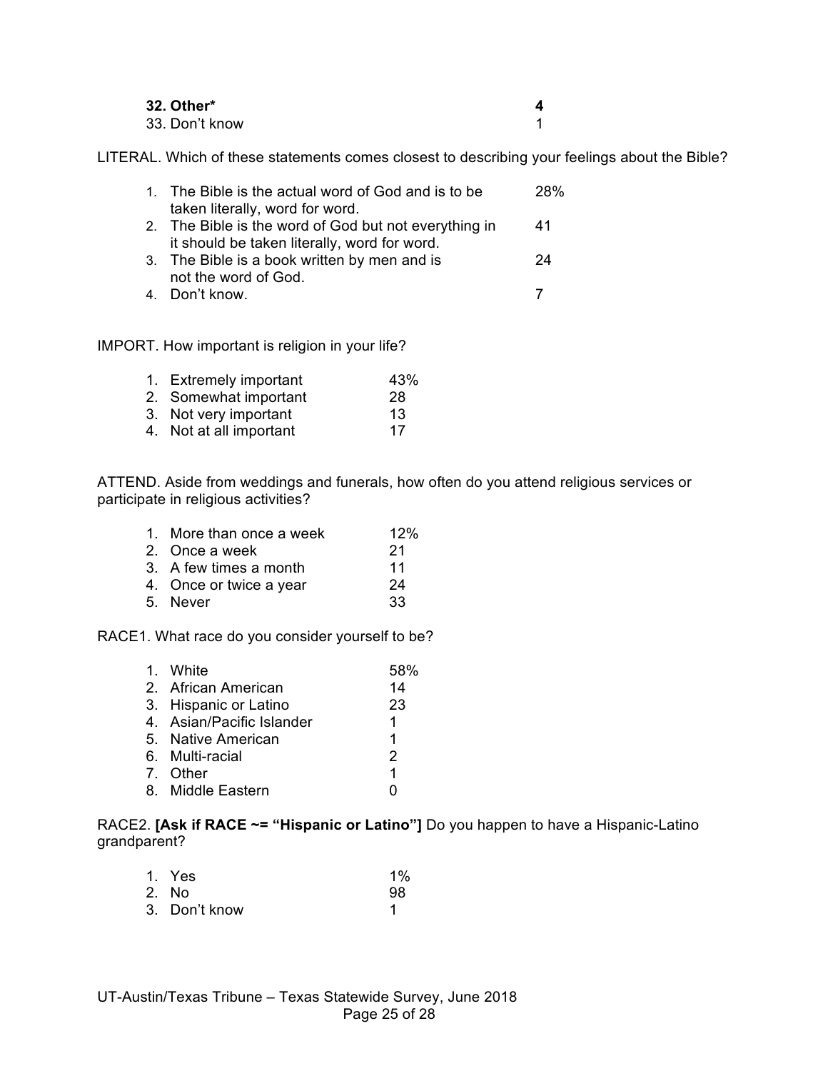| | |
|---|---|
| **32. Other*** | **4** |
| 33. Don't know | 1 |

LITERAL. Which of these statements comes closest to describing your feelings about the Bible?

| | |
|---|---|
| 1. The Bible is the actual word of God and is to be taken literally, word for word. | 28% |
| 2. The Bible is the word of God but not everything in it should be taken literally, word for word. | 41 |
| 3. The Bible is a book written by men and is not the word of God. | 24 |
| 4. Don't know. | 7 |

IMPORT. How important is religion in your life?

| | |
|---|---|
| 1. Extremely important | 43% |
| 2. Somewhat important | 28 |
| 3. Not very important | 13 |
| 4. Not at all important | 17 |

ATTEND. Aside from weddings and funerals, how often do you attend religious services or participate in religious activities?

| | |
|---|---|
| 1. More than once a week | 12% |
| 2. Once a week | 21 |
| 3. A few times a month | 11 |
| 4. Once or twice a year | 24 |
| 5. Never | 33 |

RACE1. What race do you consider yourself to be?

| | |
|---|---|
| 1. White | 58% |
| 2. African American | 14 |
| 3. Hispanic or Latino | 23 |
| 4. Asian/Pacific Islander | 1 |
| 5. Native American | 1 |
| 6. Multi-racial | 2 |
| 7. Other | 1 |
| 8. Middle Eastern | 0 |

RACE2. **[Ask if RACE ~= "Hispanic or Latino"]** Do you happen to have a Hispanic-Latino grandparent?

| | |
|---|---|
| 1. Yes | 1% |
| 2. No | 98 |
| 3. Don't know | 1 |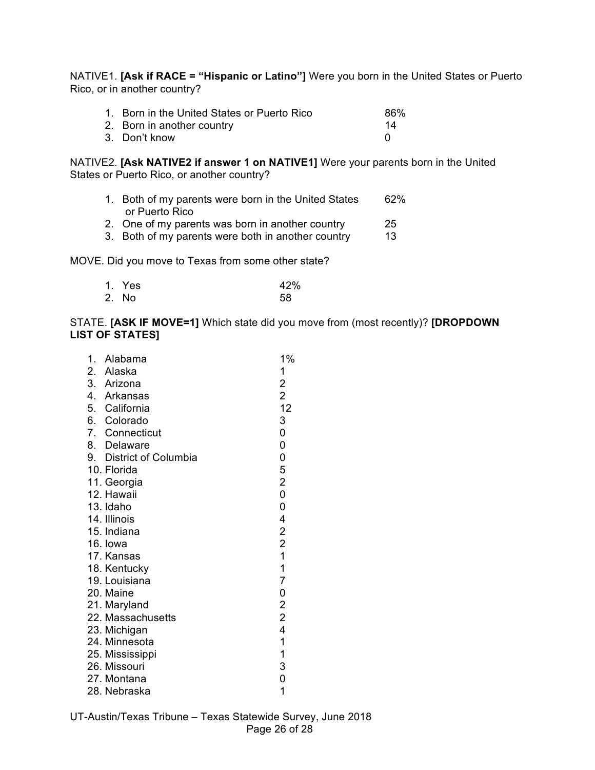NATIVE1. **[Ask if RACE = "Hispanic or Latino"]** Were you born in the United States or Puerto Rico, or in another country?

| | |
|---|---|
| 1. Born in the United States or Puerto Rico | 86% |
| 2. Born in another country | 14 |
| 3. Don't know | 0 |

NATIVE2. **[Ask NATIVE2 if answer 1 on NATIVE1]** Were your parents born in the United States or Puerto Rico, or another country?

| | |
|---|---|
| 1. Both of my parents were born in the United States or Puerto Rico | 62% |
| 2. One of my parents was born in another country | 25 |
| 3. Both of my parents were both in another country | 13 |

MOVE. Did you move to Texas from some other state?

| | |
|---|---|
| 1. Yes | 42% |
| 2. No | 58 |

STATE. **[ASK IF MOVE=1]** Which state did you move from (most recently)? **[DROPDOWN LIST OF STATES]**

| | |
|---|---|
| 1. Alabama | 1% |
| 2. Alaska | 1 |
| 3. Arizona | 2 |
| 4. Arkansas | 2 |
| 5. California | 12 |
| 6. Colorado | 3 |
| 7. Connecticut | 0 |
| 8. Delaware | 0 |
| 9. District of Columbia | 0 |
| 10. Florida | 5 |
| 11. Georgia | 2 |
| 12. Hawaii | 0 |
| 13. Idaho | 0 |
| 14. Illinois | 4 |
| 15. Indiana | 2 |
| 16. Iowa | 2 |
| 17. Kansas | 1 |
| 18. Kentucky | 1 |
| 19. Louisiana | 7 |
| 20. Maine | 0 |
| 21. Maryland | 2 |
| 22. Massachusetts | 2 |
| 23. Michigan | 4 |
| 24. Minnesota | 1 |
| 25. Mississippi | 1 |
| 26. Missouri | 3 |
| 27. Montana | 0 |
| 28. Nebraska | 1 |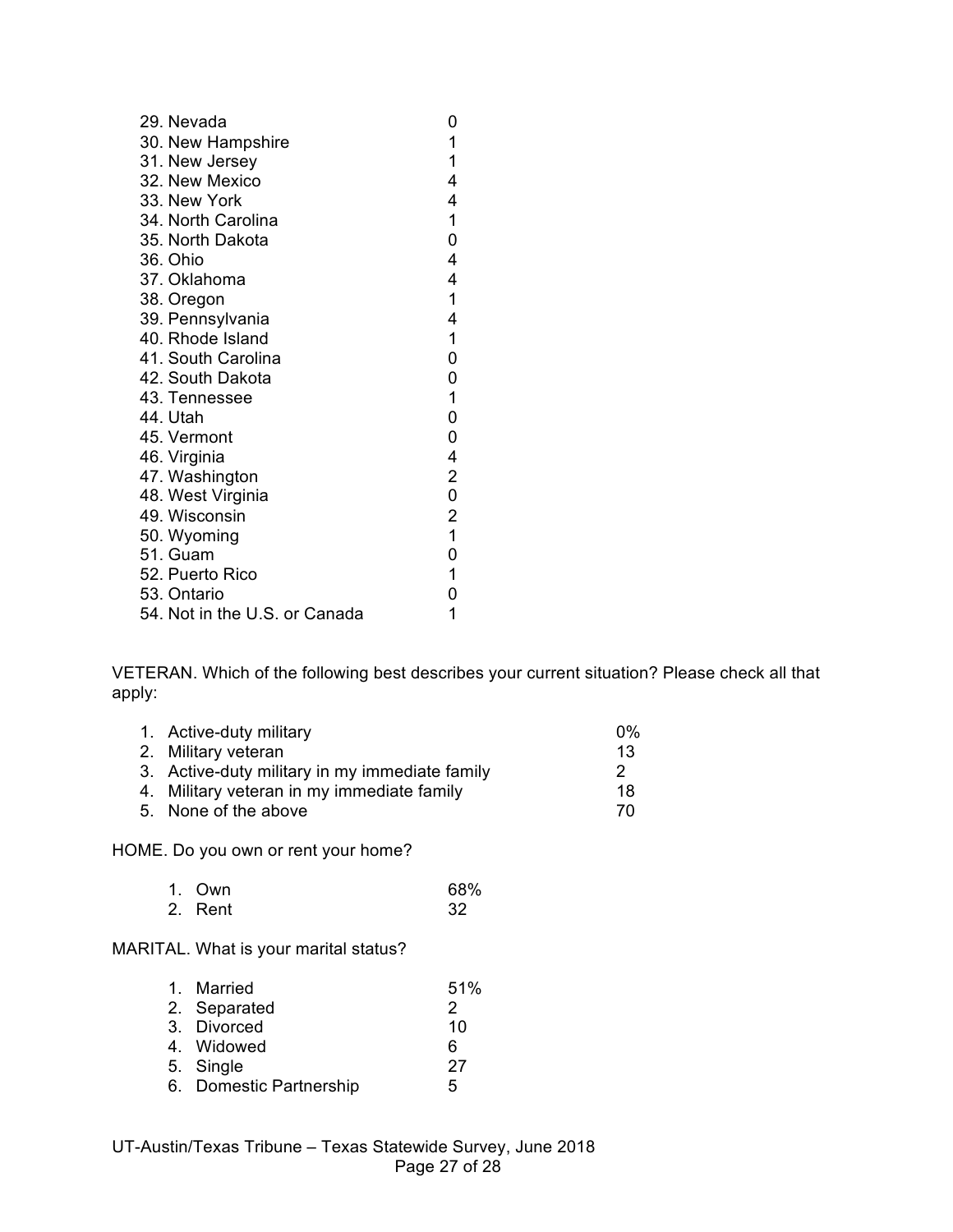| | |
|---|---|
| 29. Nevada | 0 |
| 30. New Hampshire | 1 |
| 31. New Jersey | 1 |
| 32. New Mexico | 4 |
| 33. New York | 4 |
| 34. North Carolina | 1 |
| 35. North Dakota | 0 |
| 36. Ohio | 4 |
| 37. Oklahoma | 4 |
| 38. Oregon | 1 |
| 39. Pennsylvania | 4 |
| 40. Rhode Island | 1 |
| 41. South Carolina | 0 |
| 42. South Dakota | 0 |
| 43. Tennessee | 1 |
| 44. Utah | 0 |
| 45. Vermont | 0 |
| 46. Virginia | 4 |
| 47. Washington | 2 |
| 48. West Virginia | 0 |
| 49. Wisconsin | 2 |
| 50. Wyoming | 1 |
| 51. Guam | 0 |
| 52. Puerto Rico | 1 |
| 53. Ontario | 0 |
| 54. Not in the U.S. or Canada | 1 |

VETERAN. Which of the following best describes your current situation? Please check all that apply:

| | |
|---|---|
| 1. Active-duty military | 0% |
| 2. Military veteran | 13 |
| 3. Active-duty military in my immediate family | 2 |
| 4. Military veteran in my immediate family | 18 |
| 5. None of the above | 70 |

HOME. Do you own or rent your home?

| | |
|---|---|
| 1. Own | 68% |
| 2. Rent | 32 |

MARITAL. What is your marital status?

| | |
|---|---|
| 1. Married | 51% |
| 2. Separated | 2 |
| 3. Divorced | 10 |
| 4. Widowed | 6 |
| 5. Single | 27 |
| 6. Domestic Partnership | 5 |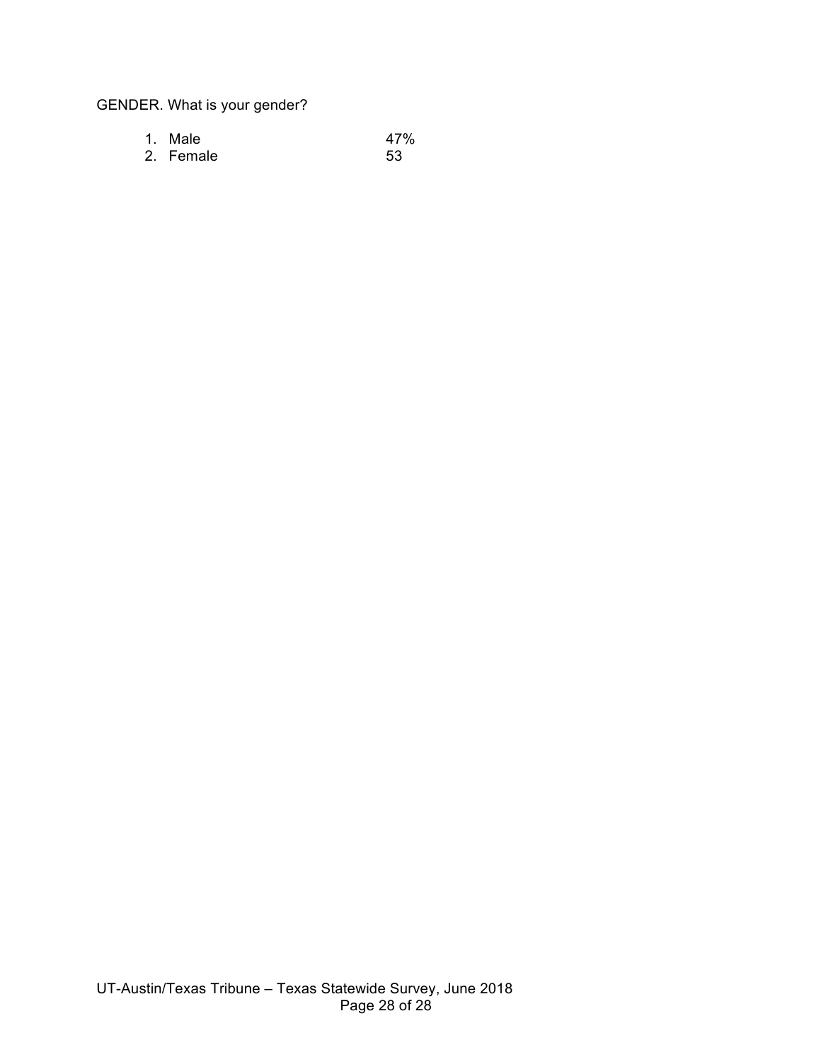GENDER. What is your gender?

1. Male 47%
2. Female 53